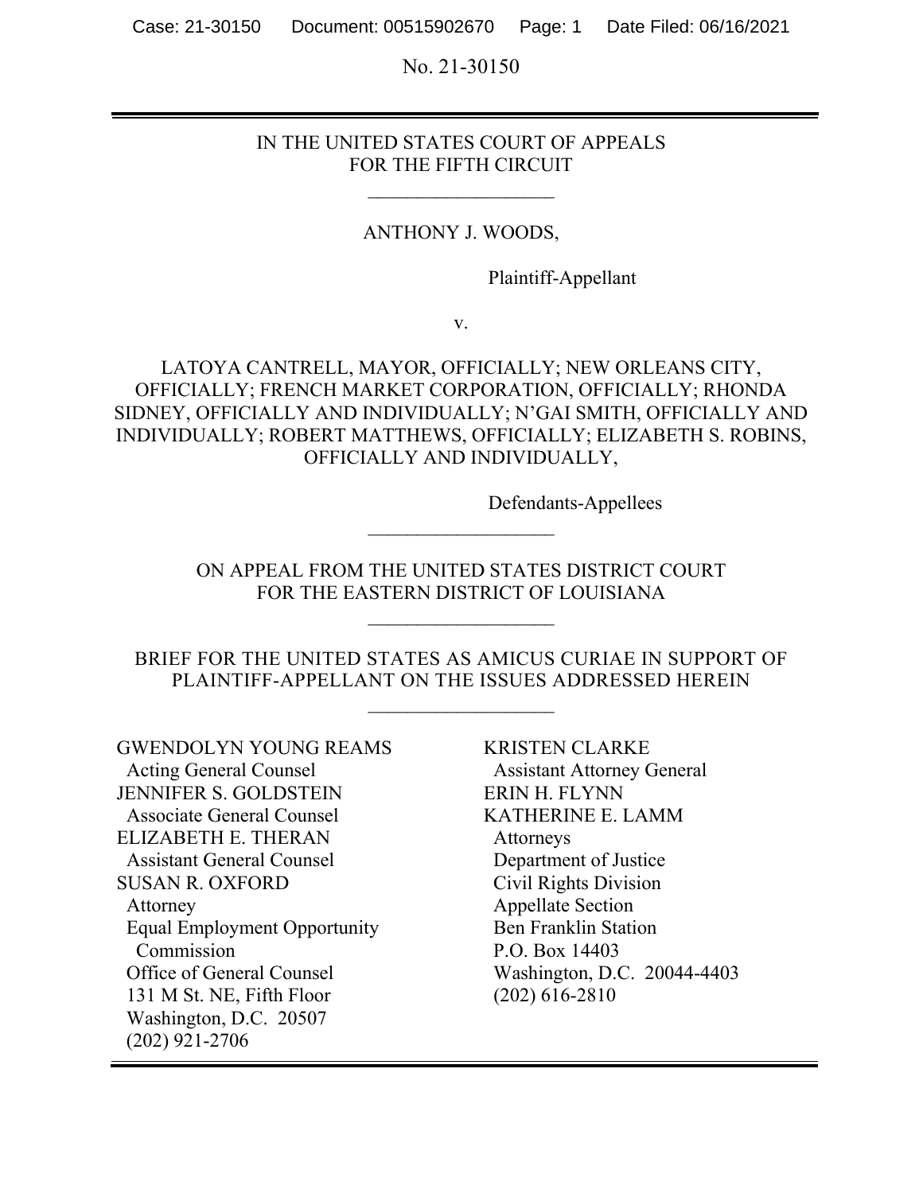No. 21-30150

IN THE UNITED STATES COURT OF APPEALS
FOR THE FIFTH CIRCUIT

---

ANTHONY J. WOODS,

Plaintiff-Appellant

v.

LATOYA CANTRELL, MAYOR, OFFICIALLY; NEW ORLEANS CITY, OFFICIALLY; FRENCH MARKET CORPORATION, OFFICIALLY; RHONDA SIDNEY, OFFICIALLY AND INDIVIDUALLY; N'GAI SMITH, OFFICIALLY AND INDIVIDUALLY; ROBERT MATTHEWS, OFFICIALLY; ELIZABETH S. ROBINS, OFFICIALLY AND INDIVIDUALLY,

Defendants-Appellees

---

ON APPEAL FROM THE UNITED STATES DISTRICT COURT
FOR THE EASTERN DISTRICT OF LOUISIANA

---

BRIEF FOR THE UNITED STATES AS AMICUS CURIAE IN SUPPORT OF PLAINTIFF-APPELLANT ON THE ISSUES ADDRESSED HEREIN

---

GWENDOLYN YOUNG REAMS
Acting General Counsel
JENNIFER S. GOLDSTEIN
Associate General Counsel
ELIZABETH E. THERAN
Assistant General Counsel
SUSAN R. OXFORD
Attorney
Equal Employment Opportunity Commission
Office of General Counsel
131 M St. NE, Fifth Floor
Washington, D.C. 20507
(202) 921-2706

KRISTEN CLARKE
Assistant Attorney General
ERIN H. FLYNN
KATHERINE E. LAMM
Attorneys
Department of Justice
Civil Rights Division
Appellate Section
Ben Franklin Station
P.O. Box 14403
Washington, D.C. 20044-4403
(202) 616-2810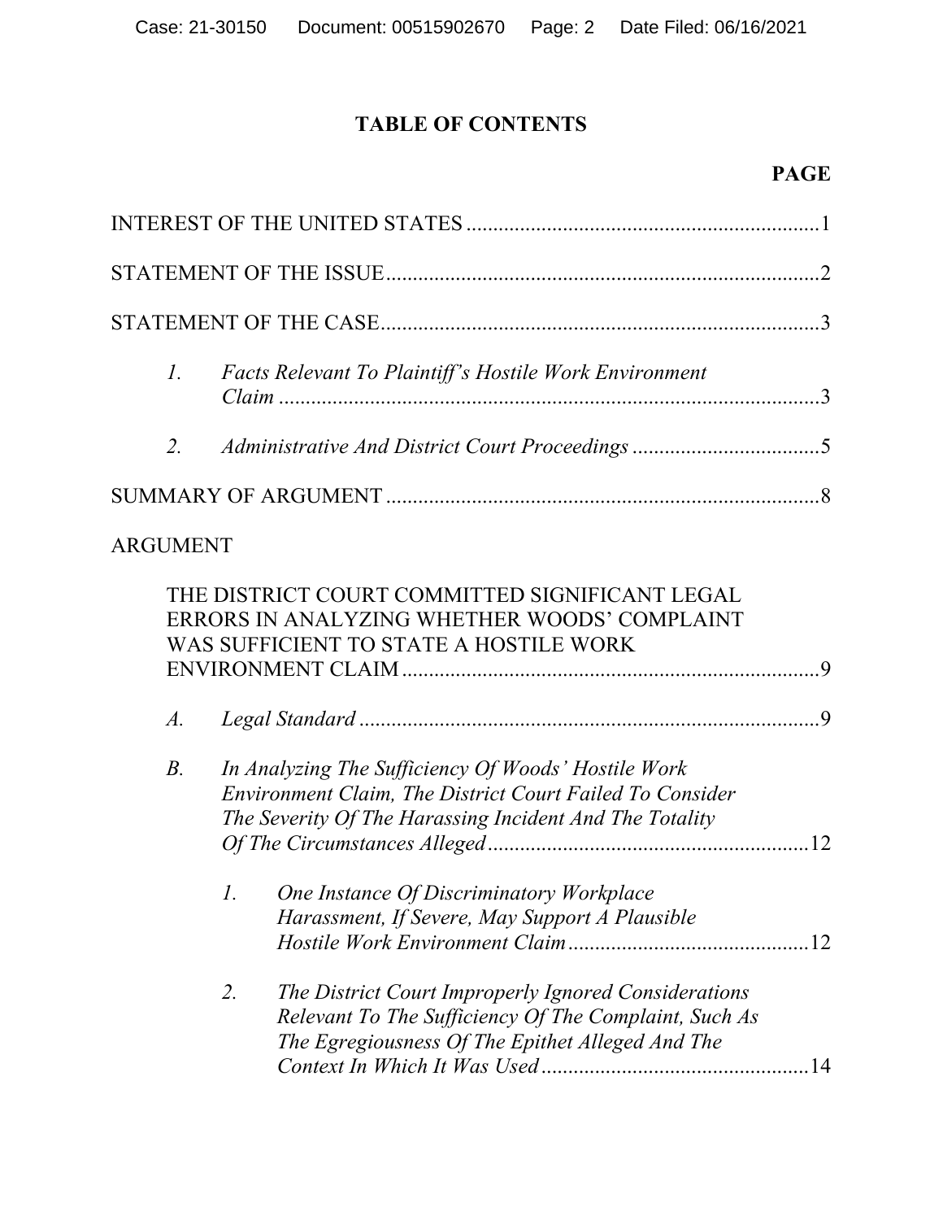# TABLE OF CONTENTS

**PAGE**

INTEREST OF THE UNITED STATES ..........1

STATEMENT OF THE ISSUE ..........2

STATEMENT OF THE CASE ..........3

1. *Facts Relevant To Plaintiff's Hostile Work Environment Claim* ..........3

2. *Administrative And District Court Proceedings* ..........5

SUMMARY OF ARGUMENT ..........8

ARGUMENT

THE DISTRICT COURT COMMITTED SIGNIFICANT LEGAL ERRORS IN ANALYZING WHETHER WOODS' COMPLAINT WAS SUFFICIENT TO STATE A HOSTILE WORK ENVIRONMENT CLAIM ..........9

A. *Legal Standard* ..........9

B. *In Analyzing The Sufficiency Of Woods' Hostile Work Environment Claim, The District Court Failed To Consider The Severity Of The Harassing Incident And The Totality Of The Circumstances Alleged* ..........12

1. *One Instance Of Discriminatory Workplace Harassment, If Severe, May Support A Plausible Hostile Work Environment Claim* ..........12

2. *The District Court Improperly Ignored Considerations Relevant To The Sufficiency Of The Complaint, Such As The Egregiousness Of The Epithet Alleged And The Context In Which It Was Used* ..........14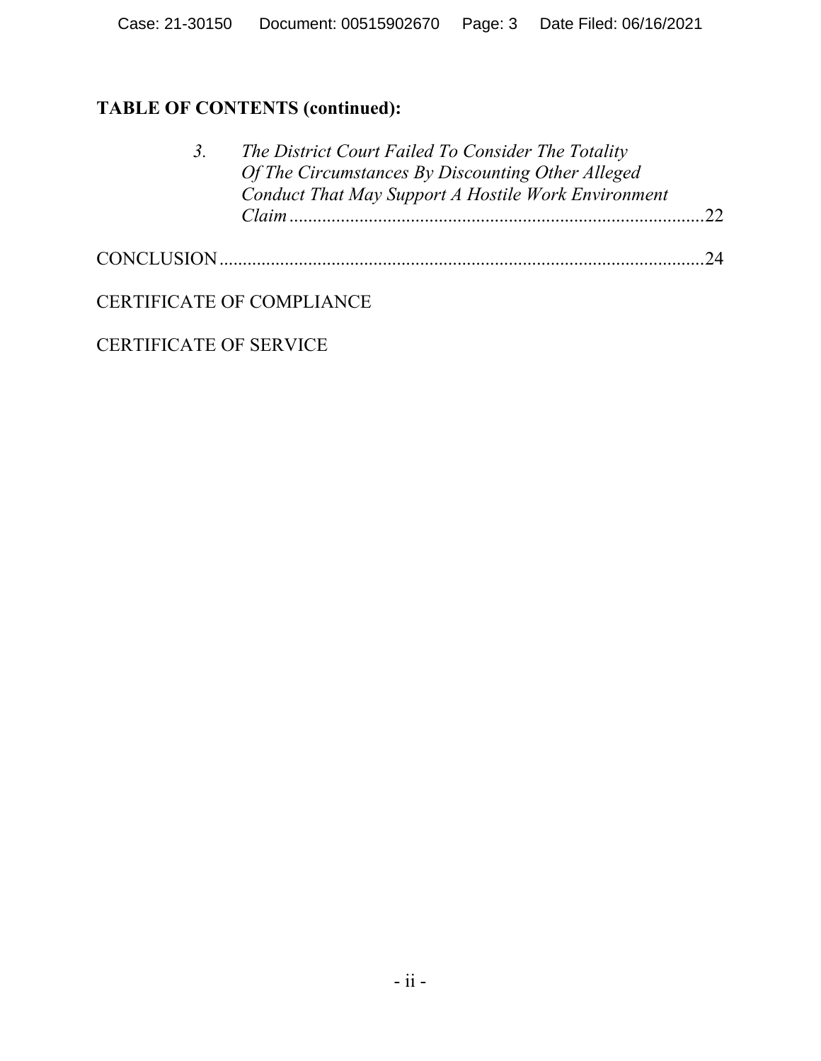**TABLE OF CONTENTS (continued):**

3. *The District Court Failed To Consider The Totality Of The Circumstances By Discounting Other Alleged Conduct That May Support A Hostile Work Environment Claim* ....................22

CONCLUSION ....................24

CERTIFICATE OF COMPLIANCE

CERTIFICATE OF SERVICE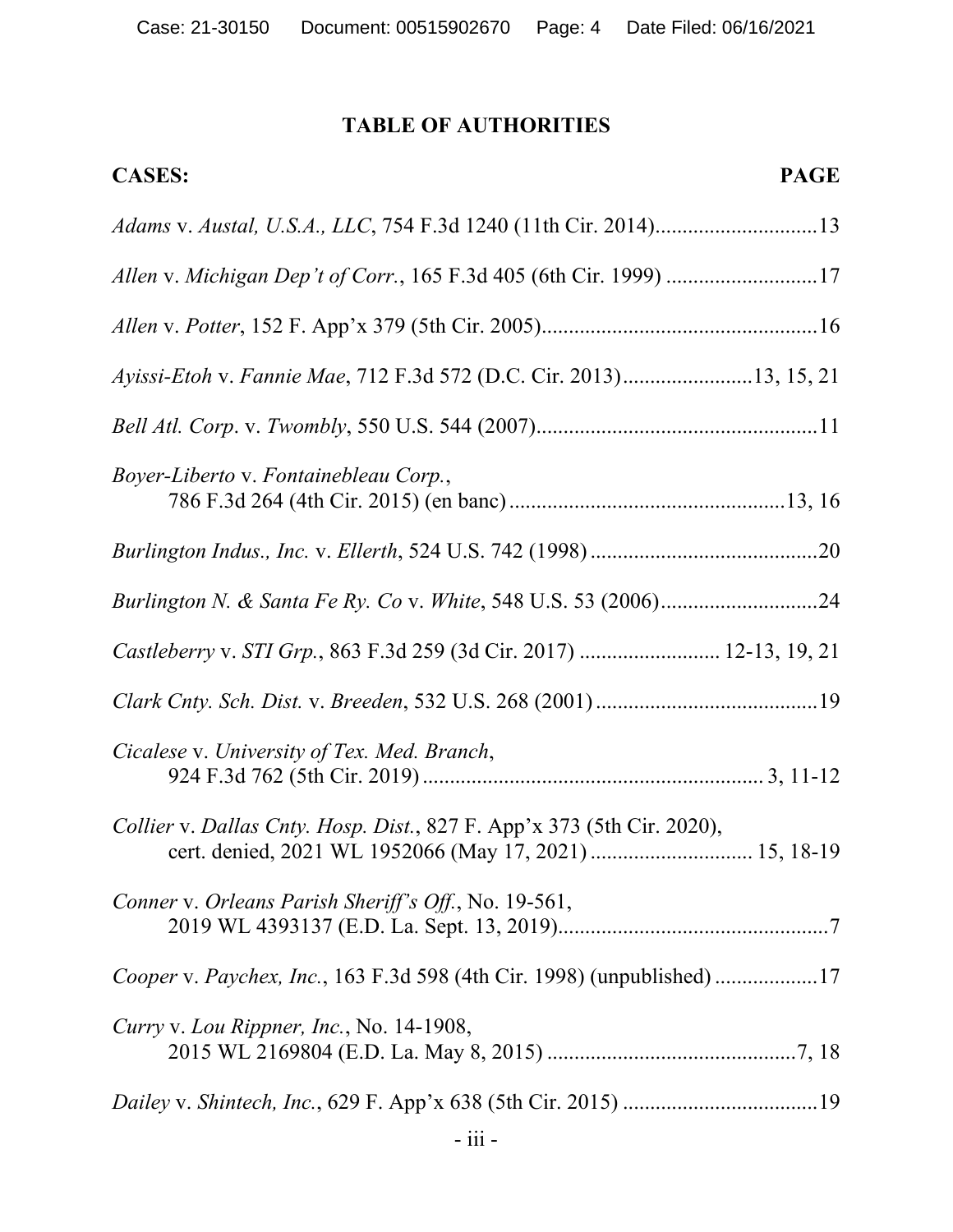# TABLE OF AUTHORITIES

| CASES: | PAGE |
| --- | --- |
| *Adams* v. *Austal, U.S.A., LLC*, 754 F.3d 1240 (11th Cir. 2014) | 13 |
| *Allen* v. *Michigan Dep't of Corr.*, 165 F.3d 405 (6th Cir. 1999) | 17 |
| *Allen* v. *Potter*, 152 F. App'x 379 (5th Cir. 2005) | 16 |
| *Ayissi-Etoh* v. *Fannie Mae*, 712 F.3d 572 (D.C. Cir. 2013) | 13, 15, 21 |
| *Bell Atl. Corp*. v. *Twombly*, 550 U.S. 544 (2007) | 11 |
| *Boyer-Liberto* v. *Fontainebleau Corp.*, 786 F.3d 264 (4th Cir. 2015) (en banc) | 13, 16 |
| *Burlington Indus., Inc.* v. *Ellerth*, 524 U.S. 742 (1998) | 20 |
| *Burlington N. & Santa Fe Ry. Co* v. *White*, 548 U.S. 53 (2006) | 24 |
| *Castleberry* v. *STI Grp.*, 863 F.3d 259 (3d Cir. 2017) | 12-13, 19, 21 |
| *Clark Cnty. Sch. Dist.* v. *Breeden*, 532 U.S. 268 (2001) | 19 |
| *Cicalese* v. *University of Tex. Med. Branch*, 924 F.3d 762 (5th Cir. 2019) | 3, 11-12 |
| *Collier* v. *Dallas Cnty. Hosp. Dist.*, 827 F. App'x 373 (5th Cir. 2020), cert. denied, 2021 WL 1952066 (May 17, 2021) | 15, 18-19 |
| *Conner* v. *Orleans Parish Sheriff's Off.*, No. 19-561, 2019 WL 4393137 (E.D. La. Sept. 13, 2019) | 7 |
| *Cooper* v. *Paychex, Inc.*, 163 F.3d 598 (4th Cir. 1998) (unpublished) | 17 |
| *Curry* v. *Lou Rippner, Inc.*, No. 14-1908, 2015 WL 2169804 (E.D. La. May 8, 2015) | 7, 18 |
| *Dailey* v. *Shintech, Inc.*, 629 F. App'x 638 (5th Cir. 2015) | 19 |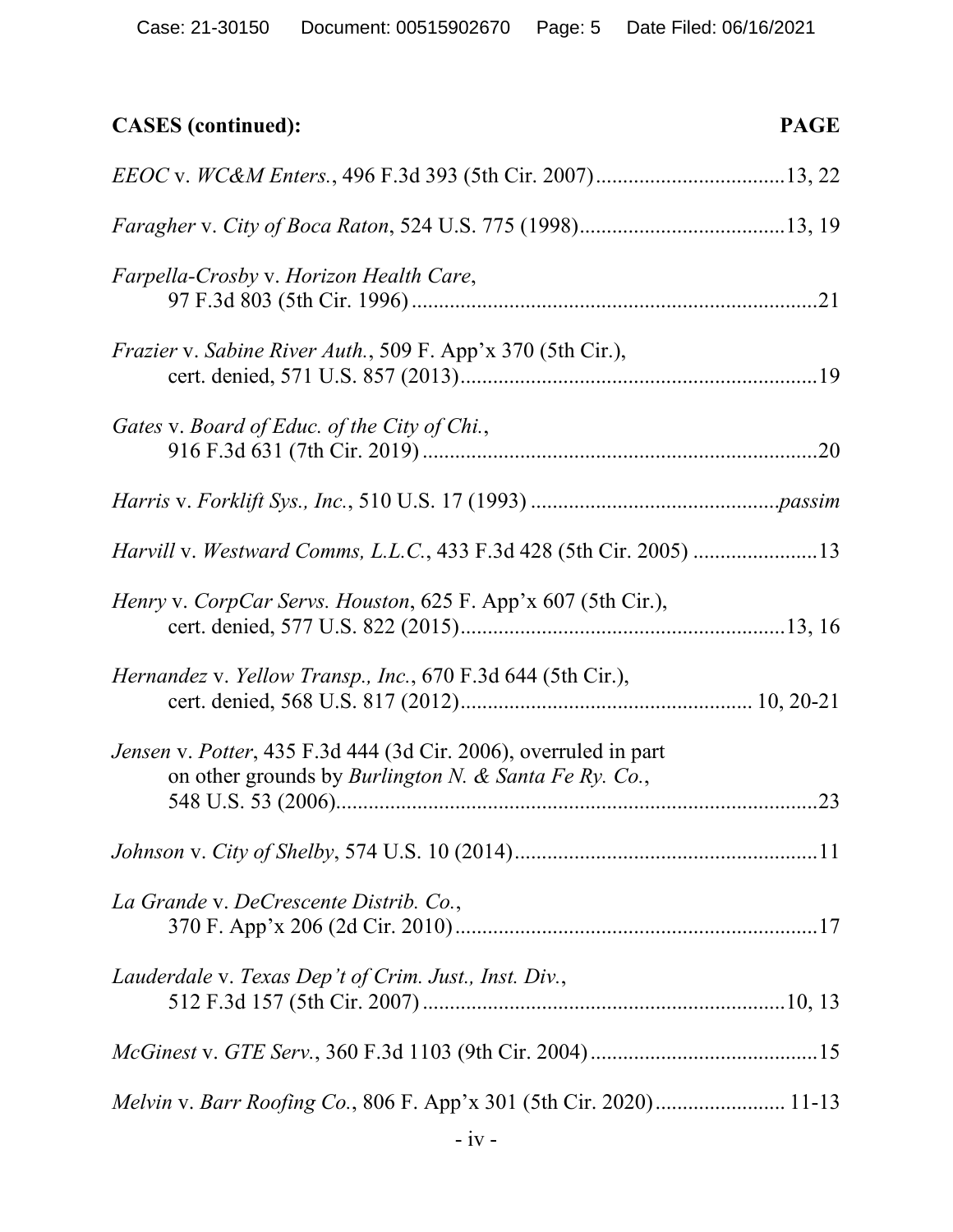**CASES (continued):** **PAGE**

*EEOC* v. *WC&M Enters.*, 496 F.3d 393 (5th Cir. 2007) .................................. 13, 22

*Faragher* v. *City of Boca Raton*, 524 U.S. 775 (1998) ..................................... 13, 19

*Farpella-Crosby* v. *Horizon Health Care*,
97 F.3d 803 (5th Cir. 1996) .......................................................................... 21

*Frazier* v. *Sabine River Auth.*, 509 F. App'x 370 (5th Cir.),
cert. denied, 571 U.S. 857 (2013) ................................................................. 19

*Gates* v. *Board of Educ. of the City of Chi.*,
916 F.3d 631 (7th Cir. 2019) ........................................................................ 20

*Harris* v. *Forklift Sys., Inc.*, 510 U.S. 17 (1993) ............................................ *passim*

*Harvill* v. *Westward Comms, L.L.C.*, 433 F.3d 428 (5th Cir. 2005) ...................... 13

*Henry* v. *CorpCar Servs. Houston*, 625 F. App'x 607 (5th Cir.),
cert. denied, 577 U.S. 822 (2015) ........................................................... 13, 16

*Hernandez* v. *Yellow Transp., Inc.*, 670 F.3d 644 (5th Cir.),
cert. denied, 568 U.S. 817 (2012) .................................................... 10, 20-21

*Jensen* v. *Potter*, 435 F.3d 444 (3d Cir. 2006), overruled in part
on other grounds by *Burlington N. & Santa Fe Ry. Co.*,
548 U.S. 53 (2006) ........................................................................................ 23

*Johnson* v. *City of Shelby*, 574 U.S. 10 (2014) ....................................................... 11

*La Grande* v. *DeCrescente Distrib. Co.*,
370 F. App'x 206 (2d Cir. 2010) ................................................................... 17

*Lauderdale* v. *Texas Dep't of Crim. Just., Inst. Div.*,
512 F.3d 157 (5th Cir. 2007) .................................................................. 10, 13

*McGinest* v. *GTE Serv.*, 360 F.3d 1103 (9th Cir. 2004) .......................................... 15

*Melvin* v. *Barr Roofing Co.*, 806 F. App'x 301 (5th Cir. 2020) ....................... 11-13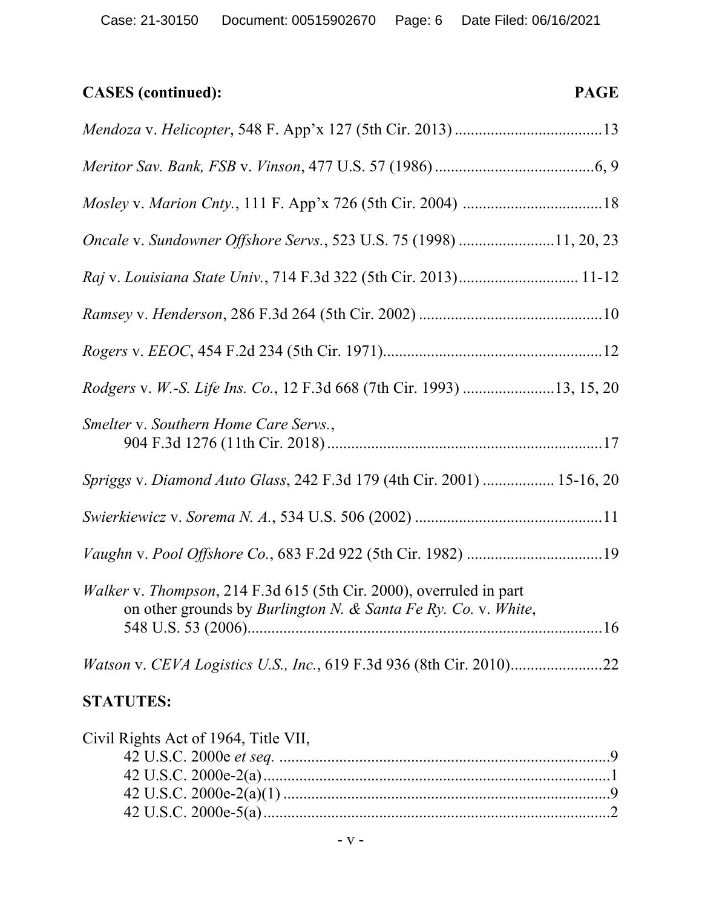**CASES (continued):** **PAGE**

*Mendoza* v. *Helicopter*, 548 F. App'x 127 (5th Cir. 2013) .....................................13

*Meritor Sav. Bank, FSB* v. *Vinson*, 477 U.S. 57 (1986) ........................................6, 9

*Mosley* v. *Marion Cnty.*, 111 F. App'x 726 (5th Cir. 2004) ..................................18

*Oncale* v. *Sundowner Offshore Servs.*, 523 U.S. 75 (1998) .......................11, 20, 23

*Raj* v. *Louisiana State Univ.*, 714 F.3d 322 (5th Cir. 2013)............................. 11-12

*Ramsey* v. *Henderson*, 286 F.3d 264 (5th Cir. 2002) ..............................................10

*Rogers* v. *EEOC*, 454 F.2d 234 (5th Cir. 1971).......................................................12

*Rodgers* v. *W.-S. Life Ins. Co.*, 12 F.3d 668 (7th Cir. 1993) ......................13, 15, 20

*Smelter* v. *Southern Home Care Servs.*,
904 F.3d 1276 (11th Cir. 2018) ....................................................................17

*Spriggs* v. *Diamond Auto Glass*, 242 F.3d 179 (4th Cir. 2001) ................. 15-16, 20

*Swierkiewicz* v. *Sorema N. A.*, 534 U.S. 506 (2002) ...............................................11

*Vaughn* v. *Pool Offshore Co.*, 683 F.2d 922 (5th Cir. 1982) .................................19

*Walker* v. *Thompson*, 214 F.3d 615 (5th Cir. 2000), overruled in part
on other grounds by *Burlington N. & Santa Fe Ry. Co.* v. *White*,
548 U.S. 53 (2006).........................................................................................16

*Watson* v. *CEVA Logistics U.S., Inc.*, 619 F.3d 936 (8th Cir. 2010).......................22

**STATUTES:**

Civil Rights Act of 1964, Title VII,
42 U.S.C. 2000e *et seq.* ...................................................................................9
42 U.S.C. 2000e-2(a).......................................................................................1
42 U.S.C. 2000e-2(a)(1) ..................................................................................9
42 U.S.C. 2000e-5(a).......................................................................................2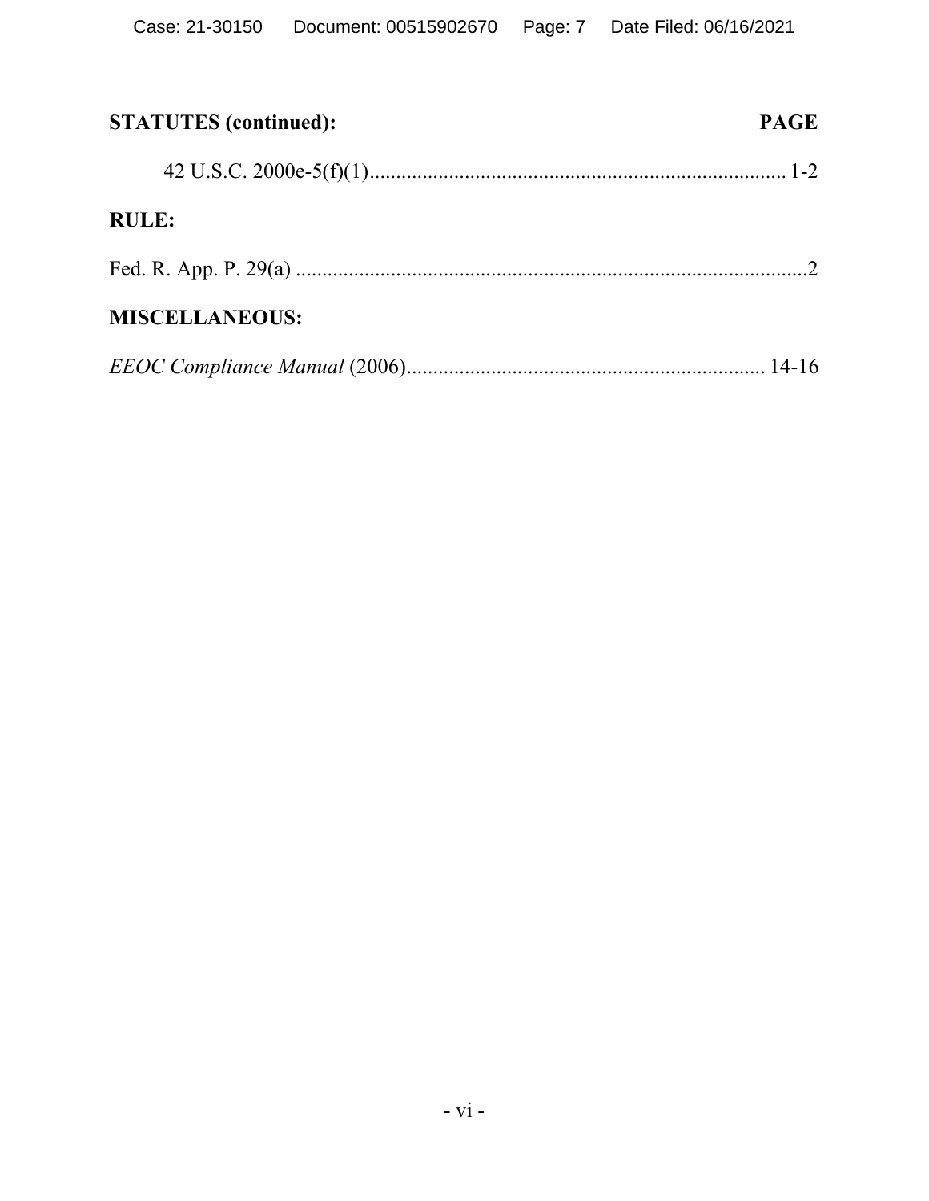**STATUTES (continued): PAGE**

42 U.S.C. 2000e-5(f)(1)............................................................................ 1-2

**RULE:**

Fed. R. App. P. 29(a) ................................................................................2

**MISCELLANEOUS:**

*EEOC Compliance Manual* (2006).................................................................. 14-16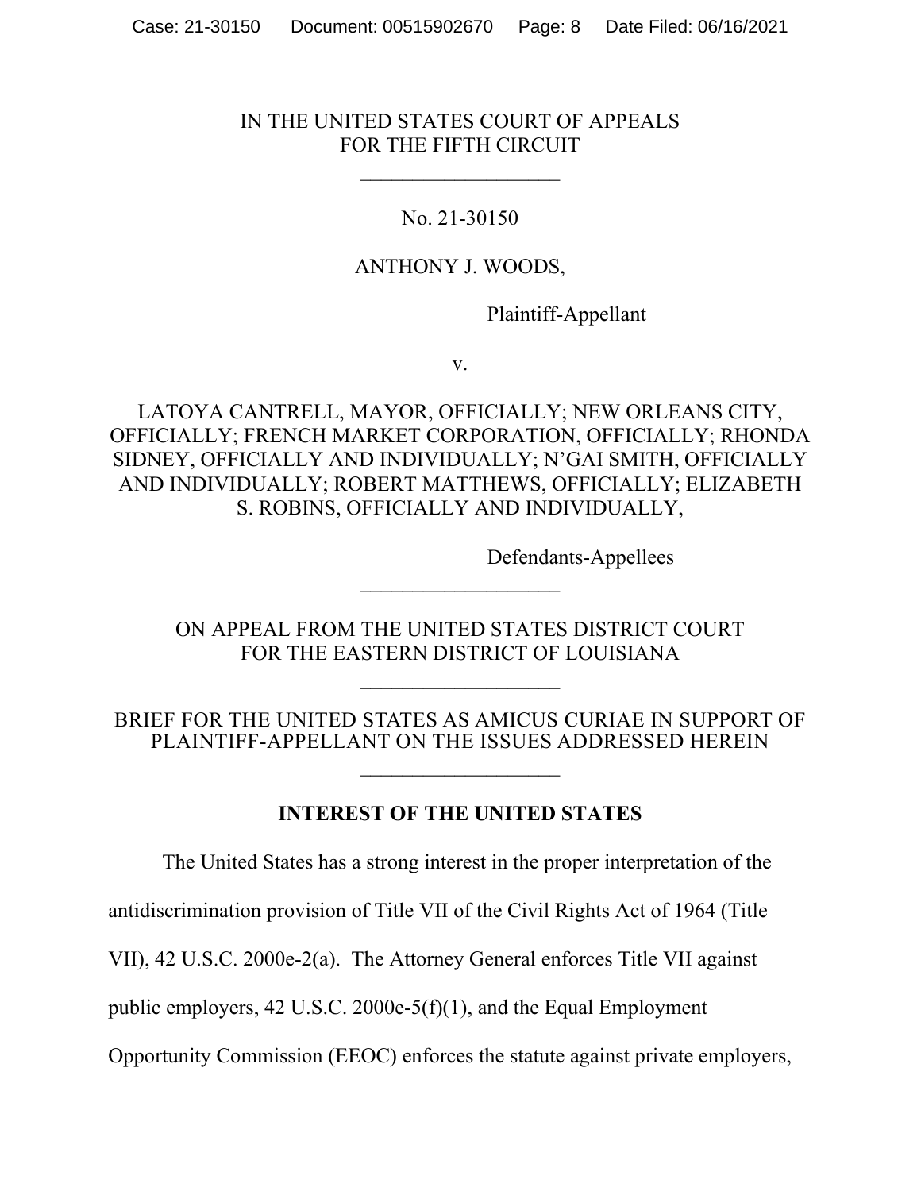IN THE UNITED STATES COURT OF APPEALS
FOR THE FIFTH CIRCUIT

___________________

No. 21-30150

ANTHONY J. WOODS,

Plaintiff-Appellant

v.

LATOYA CANTRELL, MAYOR, OFFICIALLY; NEW ORLEANS CITY, OFFICIALLY; FRENCH MARKET CORPORATION, OFFICIALLY; RHONDA SIDNEY, OFFICIALLY AND INDIVIDUALLY; N'GAI SMITH, OFFICIALLY AND INDIVIDUALLY; ROBERT MATTHEWS, OFFICIALLY; ELIZABETH S. ROBINS, OFFICIALLY AND INDIVIDUALLY,

Defendants-Appellees

___________________

ON APPEAL FROM THE UNITED STATES DISTRICT COURT
FOR THE EASTERN DISTRICT OF LOUISIANA

___________________

BRIEF FOR THE UNITED STATES AS AMICUS CURIAE IN SUPPORT OF PLAINTIFF-APPELLANT ON THE ISSUES ADDRESSED HEREIN

___________________

**INTEREST OF THE UNITED STATES**

The United States has a strong interest in the proper interpretation of the antidiscrimination provision of Title VII of the Civil Rights Act of 1964 (Title VII), 42 U.S.C. 2000e-2(a). The Attorney General enforces Title VII against public employers, 42 U.S.C. 2000e-5(f)(1), and the Equal Employment Opportunity Commission (EEOC) enforces the statute against private employers,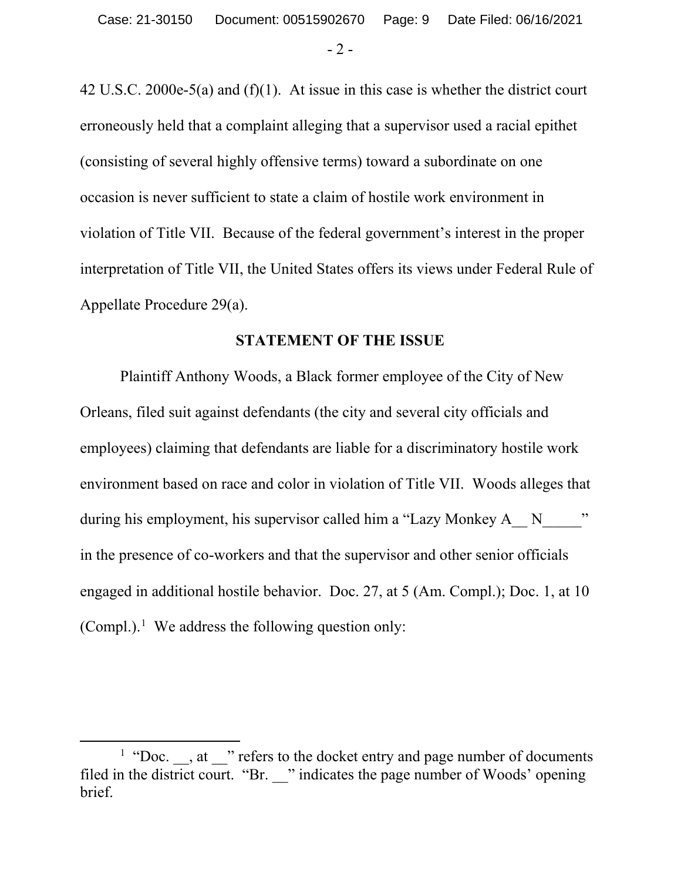42 U.S.C. 2000e-5(a) and (f)(1). At issue in this case is whether the district court erroneously held that a complaint alleging that a supervisor used a racial epithet (consisting of several highly offensive terms) toward a subordinate on one occasion is never sufficient to state a claim of hostile work environment in violation of Title VII. Because of the federal government's interest in the proper interpretation of Title VII, the United States offers its views under Federal Rule of Appellate Procedure 29(a).

## STATEMENT OF THE ISSUE

Plaintiff Anthony Woods, a Black former employee of the City of New Orleans, filed suit against defendants (the city and several city officials and employees) claiming that defendants are liable for a discriminatory hostile work environment based on race and color in violation of Title VII. Woods alleges that during his employment, his supervisor called him a "Lazy Monkey A__ N_____" in the presence of co-workers and that the supervisor and other senior officials engaged in additional hostile behavior. Doc. 27, at 5 (Am. Compl.); Doc. 1, at 10 (Compl.).[1] We address the following question only:

[1] "Doc. __, at __" refers to the docket entry and page number of documents filed in the district court. "Br. __" indicates the page number of Woods' opening brief.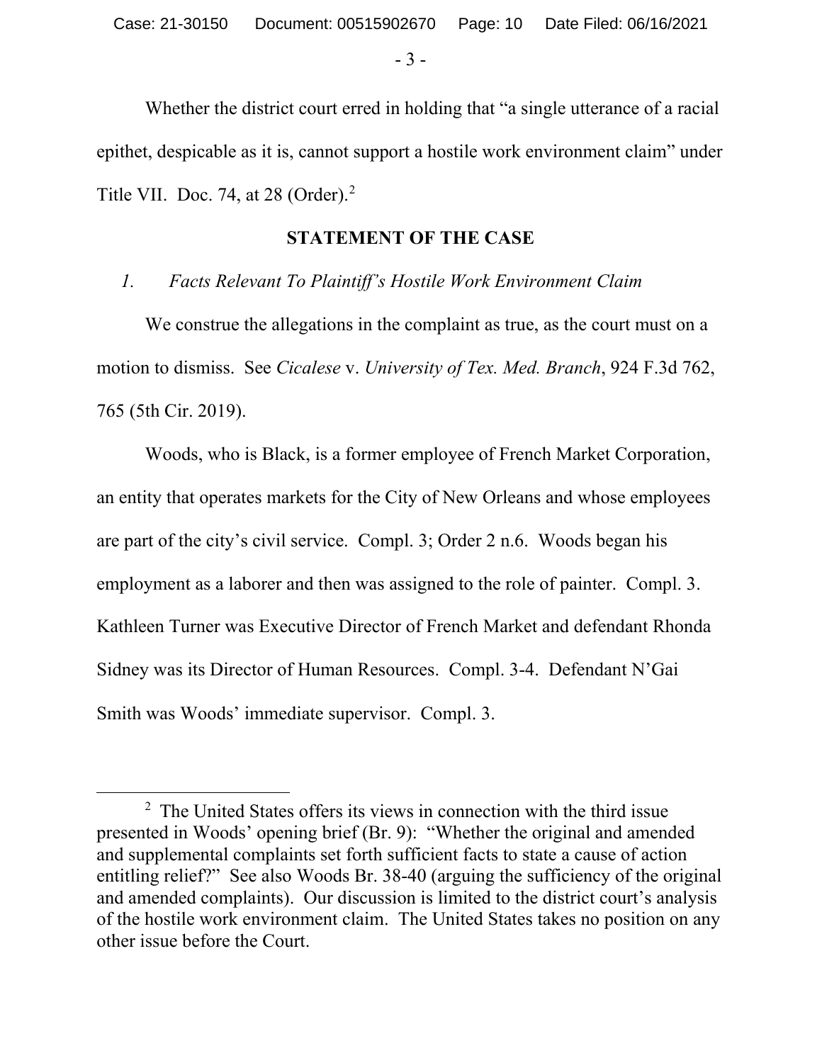Whether the district court erred in holding that "a single utterance of a racial epithet, despicable as it is, cannot support a hostile work environment claim" under Title VII. Doc. 74, at 28 (Order).[2]

## STATEMENT OF THE CASE

*1. Facts Relevant To Plaintiff's Hostile Work Environment Claim*

We construe the allegations in the complaint as true, as the court must on a motion to dismiss. See *Cicalese* v. *University of Tex. Med. Branch*, 924 F.3d 762, 765 (5th Cir. 2019).

Woods, who is Black, is a former employee of French Market Corporation, an entity that operates markets for the City of New Orleans and whose employees are part of the city's civil service. Compl. 3; Order 2 n.6. Woods began his employment as a laborer and then was assigned to the role of painter. Compl. 3. Kathleen Turner was Executive Director of French Market and defendant Rhonda Sidney was its Director of Human Resources. Compl. 3-4. Defendant N'Gai Smith was Woods' immediate supervisor. Compl. 3.

---

[2] The United States offers its views in connection with the third issue presented in Woods' opening brief (Br. 9): "Whether the original and amended and supplemental complaints set forth sufficient facts to state a cause of action entitling relief?" See also Woods Br. 38-40 (arguing the sufficiency of the original and amended complaints). Our discussion is limited to the district court's analysis of the hostile work environment claim. The United States takes no position on any other issue before the Court.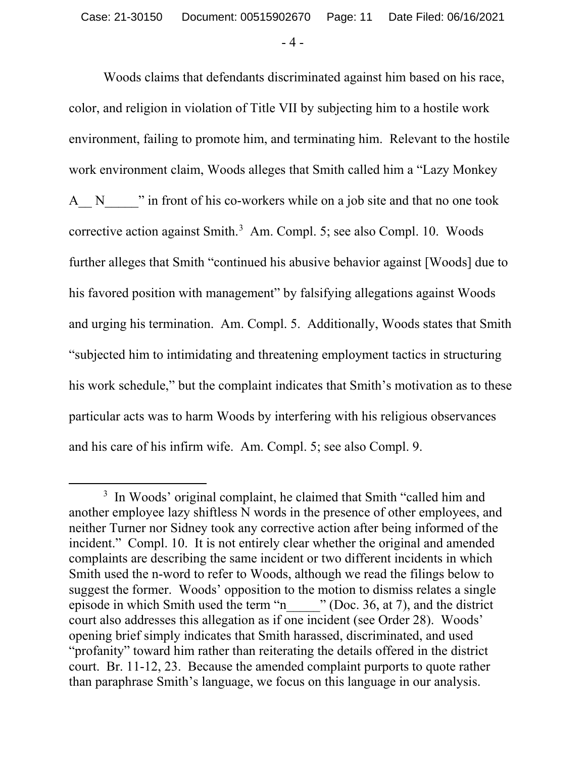Woods claims that defendants discriminated against him based on his race, color, and religion in violation of Title VII by subjecting him to a hostile work environment, failing to promote him, and terminating him. Relevant to the hostile work environment claim, Woods alleges that Smith called him a "Lazy Monkey A__ N_____" in front of his co-workers while on a job site and that no one took corrective action against Smith.[3] Am. Compl. 5; see also Compl. 10. Woods further alleges that Smith "continued his abusive behavior against [Woods] due to his favored position with management" by falsifying allegations against Woods and urging his termination. Am. Compl. 5. Additionally, Woods states that Smith "subjected him to intimidating and threatening employment tactics in structuring his work schedule," but the complaint indicates that Smith's motivation as to these particular acts was to harm Woods by interfering with his religious observances and his care of his infirm wife. Am. Compl. 5; see also Compl. 9.

---

[3] In Woods' original complaint, he claimed that Smith "called him and another employee lazy shiftless N words in the presence of other employees, and neither Turner nor Sidney took any corrective action after being informed of the incident." Compl. 10. It is not entirely clear whether the original and amended complaints are describing the same incident or two different incidents in which Smith used the n-word to refer to Woods, although we read the filings below to suggest the former. Woods' opposition to the motion to dismiss relates a single episode in which Smith used the term "n_____" (Doc. 36, at 7), and the district court also addresses this allegation as if one incident (see Order 28). Woods' opening brief simply indicates that Smith harassed, discriminated, and used "profanity" toward him rather than reiterating the details offered in the district court. Br. 11-12, 23. Because the amended complaint purports to quote rather than paraphrase Smith's language, we focus on this language in our analysis.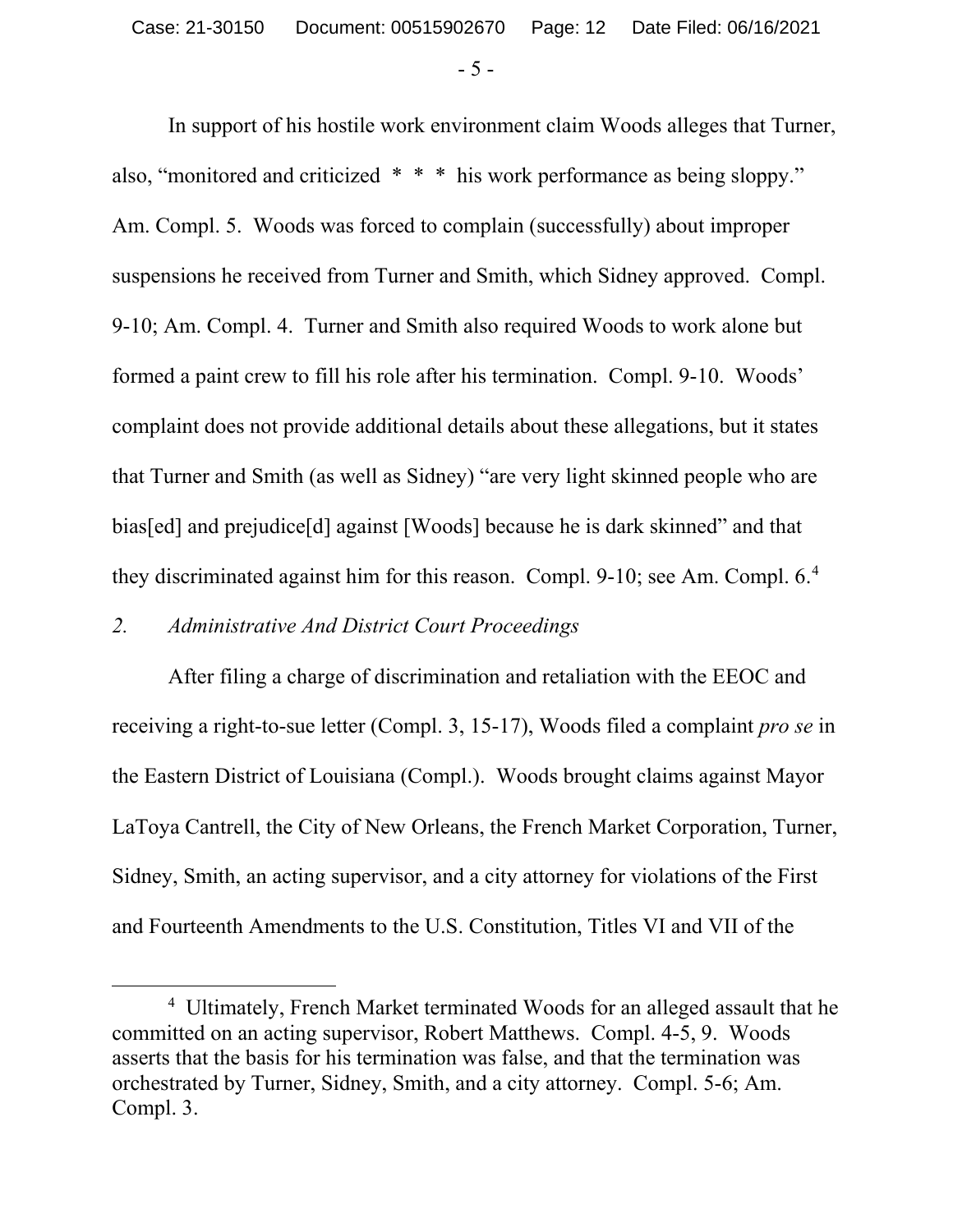In support of his hostile work environment claim Woods alleges that Turner, also, "monitored and criticized * * * his work performance as being sloppy." Am. Compl. 5. Woods was forced to complain (successfully) about improper suspensions he received from Turner and Smith, which Sidney approved. Compl. 9-10; Am. Compl. 4. Turner and Smith also required Woods to work alone but formed a paint crew to fill his role after his termination. Compl. 9-10. Woods' complaint does not provide additional details about these allegations, but it states that Turner and Smith (as well as Sidney) "are very light skinned people who are bias[ed] and prejudice[d] against [Woods] because he is dark skinned" and that they discriminated against him for this reason. Compl. 9-10; see Am. Compl. 6.[4]

*2. Administrative And District Court Proceedings*

After filing a charge of discrimination and retaliation with the EEOC and receiving a right-to-sue letter (Compl. 3, 15-17), Woods filed a complaint *pro se* in the Eastern District of Louisiana (Compl.). Woods brought claims against Mayor LaToya Cantrell, the City of New Orleans, the French Market Corporation, Turner, Sidney, Smith, an acting supervisor, and a city attorney for violations of the First and Fourteenth Amendments to the U.S. Constitution, Titles VI and VII of the

---

[4] Ultimately, French Market terminated Woods for an alleged assault that he committed on an acting supervisor, Robert Matthews. Compl. 4-5, 9. Woods asserts that the basis for his termination was false, and that the termination was orchestrated by Turner, Sidney, Smith, and a city attorney. Compl. 5-6; Am. Compl. 3.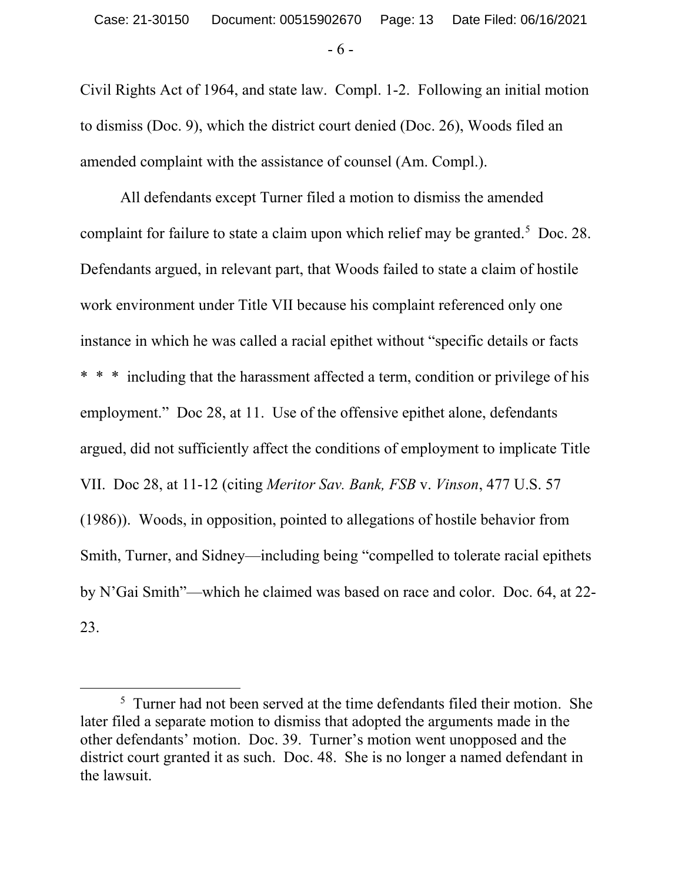Civil Rights Act of 1964, and state law. Compl. 1-2. Following an initial motion to dismiss (Doc. 9), which the district court denied (Doc. 26), Woods filed an amended complaint with the assistance of counsel (Am. Compl.).

All defendants except Turner filed a motion to dismiss the amended complaint for failure to state a claim upon which relief may be granted.[5] Doc. 28. Defendants argued, in relevant part, that Woods failed to state a claim of hostile work environment under Title VII because his complaint referenced only one instance in which he was called a racial epithet without "specific details or facts * * * including that the harassment affected a term, condition or privilege of his employment." Doc 28, at 11. Use of the offensive epithet alone, defendants argued, did not sufficiently affect the conditions of employment to implicate Title VII. Doc 28, at 11-12 (citing *Meritor Sav. Bank, FSB* v. *Vinson*, 477 U.S. 57 (1986)). Woods, in opposition, pointed to allegations of hostile behavior from Smith, Turner, and Sidney—including being "compelled to tolerate racial epithets by N'Gai Smith"—which he claimed was based on race and color. Doc. 64, at 22-23.

---

[5] Turner had not been served at the time defendants filed their motion. She later filed a separate motion to dismiss that adopted the arguments made in the other defendants' motion. Doc. 39. Turner's motion went unopposed and the district court granted it as such. Doc. 48. She is no longer a named defendant in the lawsuit.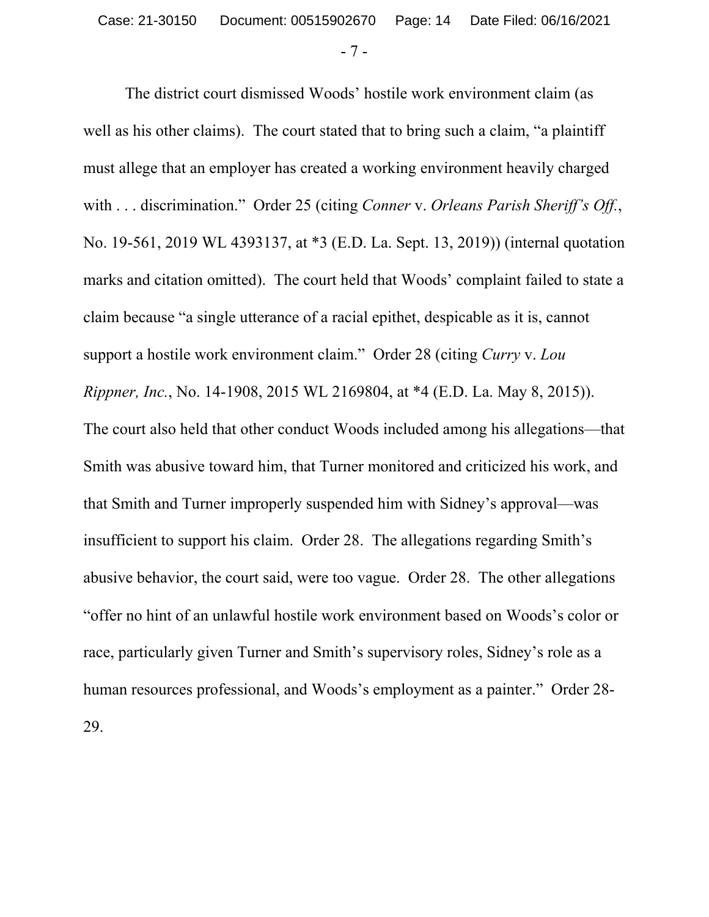The district court dismissed Woods' hostile work environment claim (as well as his other claims). The court stated that to bring such a claim, "a plaintiff must allege that an employer has created a working environment heavily charged with . . . discrimination." Order 25 (citing *Conner* v. *Orleans Parish Sheriff's Off.*, No. 19-561, 2019 WL 4393137, at *3 (E.D. La. Sept. 13, 2019)) (internal quotation marks and citation omitted). The court held that Woods' complaint failed to state a claim because "a single utterance of a racial epithet, despicable as it is, cannot support a hostile work environment claim." Order 28 (citing *Curry* v. *Lou Rippner, Inc.*, No. 14-1908, 2015 WL 2169804, at *4 (E.D. La. May 8, 2015)). The court also held that other conduct Woods included among his allegations—that Smith was abusive toward him, that Turner monitored and criticized his work, and that Smith and Turner improperly suspended him with Sidney's approval—was insufficient to support his claim. Order 28. The allegations regarding Smith's abusive behavior, the court said, were too vague. Order 28. The other allegations "offer no hint of an unlawful hostile work environment based on Woods's color or race, particularly given Turner and Smith's supervisory roles, Sidney's role as a human resources professional, and Woods's employment as a painter." Order 28-29.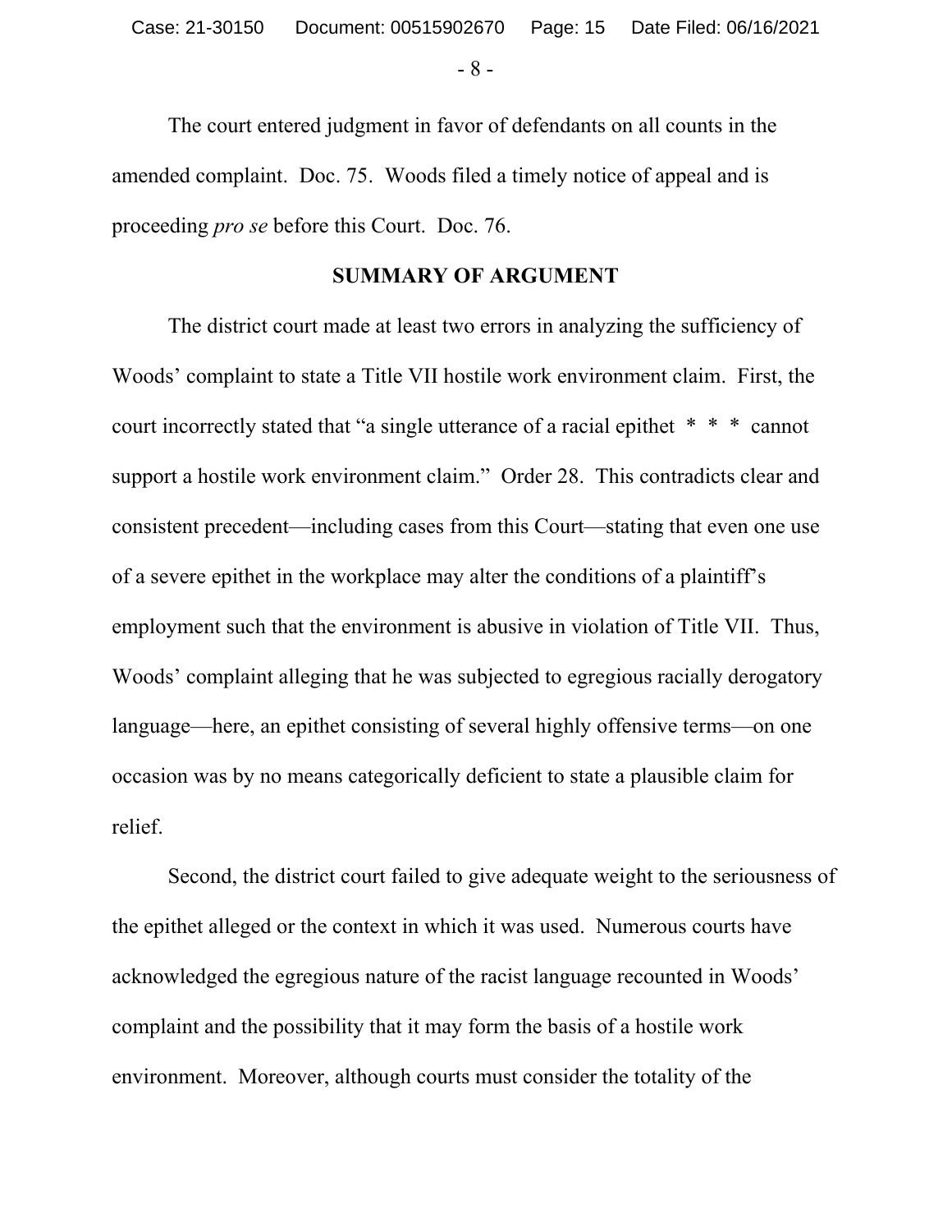The court entered judgment in favor of defendants on all counts in the amended complaint. Doc. 75. Woods filed a timely notice of appeal and is proceeding *pro se* before this Court. Doc. 76.

## SUMMARY OF ARGUMENT

The district court made at least two errors in analyzing the sufficiency of Woods' complaint to state a Title VII hostile work environment claim. First, the court incorrectly stated that "a single utterance of a racial epithet * * * cannot support a hostile work environment claim." Order 28. This contradicts clear and consistent precedent—including cases from this Court—stating that even one use of a severe epithet in the workplace may alter the conditions of a plaintiff's employment such that the environment is abusive in violation of Title VII. Thus, Woods' complaint alleging that he was subjected to egregious racially derogatory language—here, an epithet consisting of several highly offensive terms—on one occasion was by no means categorically deficient to state a plausible claim for relief.

Second, the district court failed to give adequate weight to the seriousness of the epithet alleged or the context in which it was used. Numerous courts have acknowledged the egregious nature of the racist language recounted in Woods' complaint and the possibility that it may form the basis of a hostile work environment. Moreover, although courts must consider the totality of the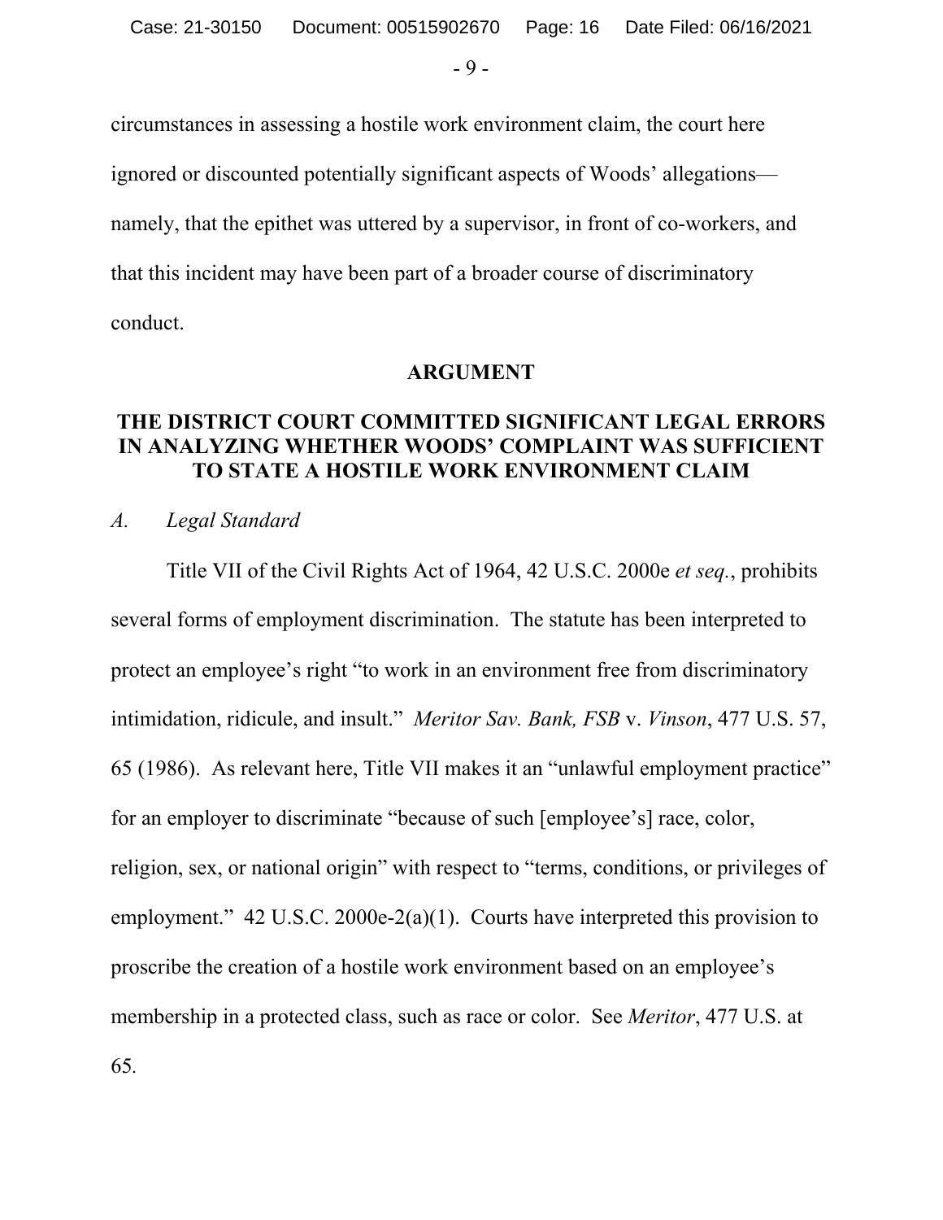circumstances in assessing a hostile work environment claim, the court here ignored or discounted potentially significant aspects of Woods' allegations—namely, that the epithet was uttered by a supervisor, in front of co-workers, and that this incident may have been part of a broader course of discriminatory conduct.

## ARGUMENT

## THE DISTRICT COURT COMMITTED SIGNIFICANT LEGAL ERRORS IN ANALYZING WHETHER WOODS' COMPLAINT WAS SUFFICIENT TO STATE A HOSTILE WORK ENVIRONMENT CLAIM

### *A. Legal Standard*

Title VII of the Civil Rights Act of 1964, 42 U.S.C. 2000e *et seq.*, prohibits several forms of employment discrimination. The statute has been interpreted to protect an employee's right "to work in an environment free from discriminatory intimidation, ridicule, and insult." *Meritor Sav. Bank, FSB* v. *Vinson*, 477 U.S. 57, 65 (1986). As relevant here, Title VII makes it an "unlawful employment practice" for an employer to discriminate "because of such [employee's] race, color, religion, sex, or national origin" with respect to "terms, conditions, or privileges of employment." 42 U.S.C. 2000e-2(a)(1). Courts have interpreted this provision to proscribe the creation of a hostile work environment based on an employee's membership in a protected class, such as race or color. See *Meritor*, 477 U.S. at 65.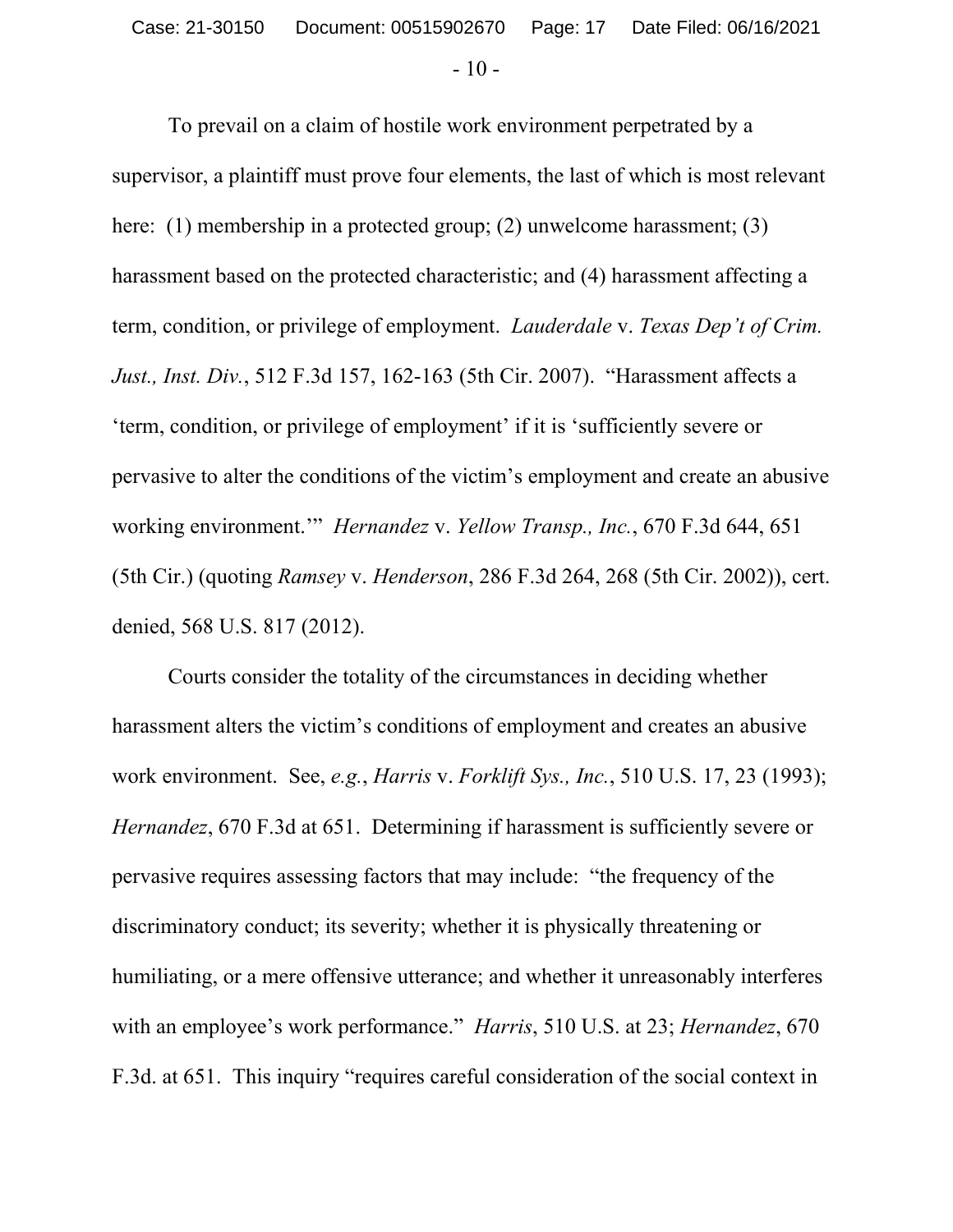To prevail on a claim of hostile work environment perpetrated by a supervisor, a plaintiff must prove four elements, the last of which is most relevant here: (1) membership in a protected group; (2) unwelcome harassment; (3) harassment based on the protected characteristic; and (4) harassment affecting a term, condition, or privilege of employment. *Lauderdale* v. *Texas Dep't of Crim. Just., Inst. Div.*, 512 F.3d 157, 162-163 (5th Cir. 2007). "Harassment affects a 'term, condition, or privilege of employment' if it is 'sufficiently severe or pervasive to alter the conditions of the victim's employment and create an abusive working environment.'" *Hernandez* v. *Yellow Transp., Inc.*, 670 F.3d 644, 651 (5th Cir.) (quoting *Ramsey* v. *Henderson*, 286 F.3d 264, 268 (5th Cir. 2002)), cert. denied, 568 U.S. 817 (2012).

Courts consider the totality of the circumstances in deciding whether harassment alters the victim's conditions of employment and creates an abusive work environment. See, *e.g.*, *Harris* v. *Forklift Sys., Inc.*, 510 U.S. 17, 23 (1993); *Hernandez*, 670 F.3d at 651. Determining if harassment is sufficiently severe or pervasive requires assessing factors that may include: "the frequency of the discriminatory conduct; its severity; whether it is physically threatening or humiliating, or a mere offensive utterance; and whether it unreasonably interferes with an employee's work performance." *Harris*, 510 U.S. at 23; *Hernandez*, 670 F.3d. at 651. This inquiry "requires careful consideration of the social context in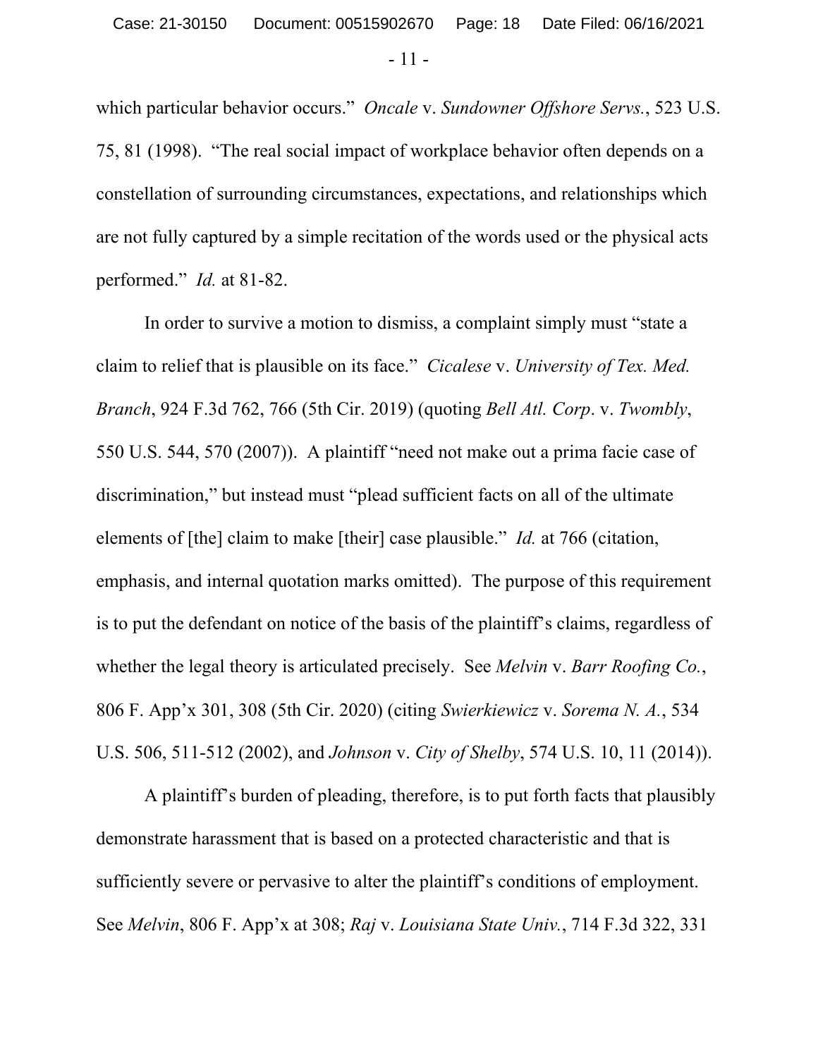which particular behavior occurs." *Oncale* v. *Sundowner Offshore Servs.*, 523 U.S. 75, 81 (1998). "The real social impact of workplace behavior often depends on a constellation of surrounding circumstances, expectations, and relationships which are not fully captured by a simple recitation of the words used or the physical acts performed." *Id.* at 81-82.

In order to survive a motion to dismiss, a complaint simply must "state a claim to relief that is plausible on its face." *Cicalese* v. *University of Tex. Med. Branch*, 924 F.3d 762, 766 (5th Cir. 2019) (quoting *Bell Atl. Corp*. v. *Twombly*, 550 U.S. 544, 570 (2007)). A plaintiff "need not make out a prima facie case of discrimination," but instead must "plead sufficient facts on all of the ultimate elements of [the] claim to make [their] case plausible." *Id.* at 766 (citation, emphasis, and internal quotation marks omitted). The purpose of this requirement is to put the defendant on notice of the basis of the plaintiff's claims, regardless of whether the legal theory is articulated precisely. See *Melvin* v. *Barr Roofing Co.*, 806 F. App'x 301, 308 (5th Cir. 2020) (citing *Swierkiewicz* v. *Sorema N. A.*, 534 U.S. 506, 511-512 (2002), and *Johnson* v. *City of Shelby*, 574 U.S. 10, 11 (2014)).

A plaintiff's burden of pleading, therefore, is to put forth facts that plausibly demonstrate harassment that is based on a protected characteristic and that is sufficiently severe or pervasive to alter the plaintiff's conditions of employment. See *Melvin*, 806 F. App'x at 308; *Raj* v. *Louisiana State Univ.*, 714 F.3d 322, 331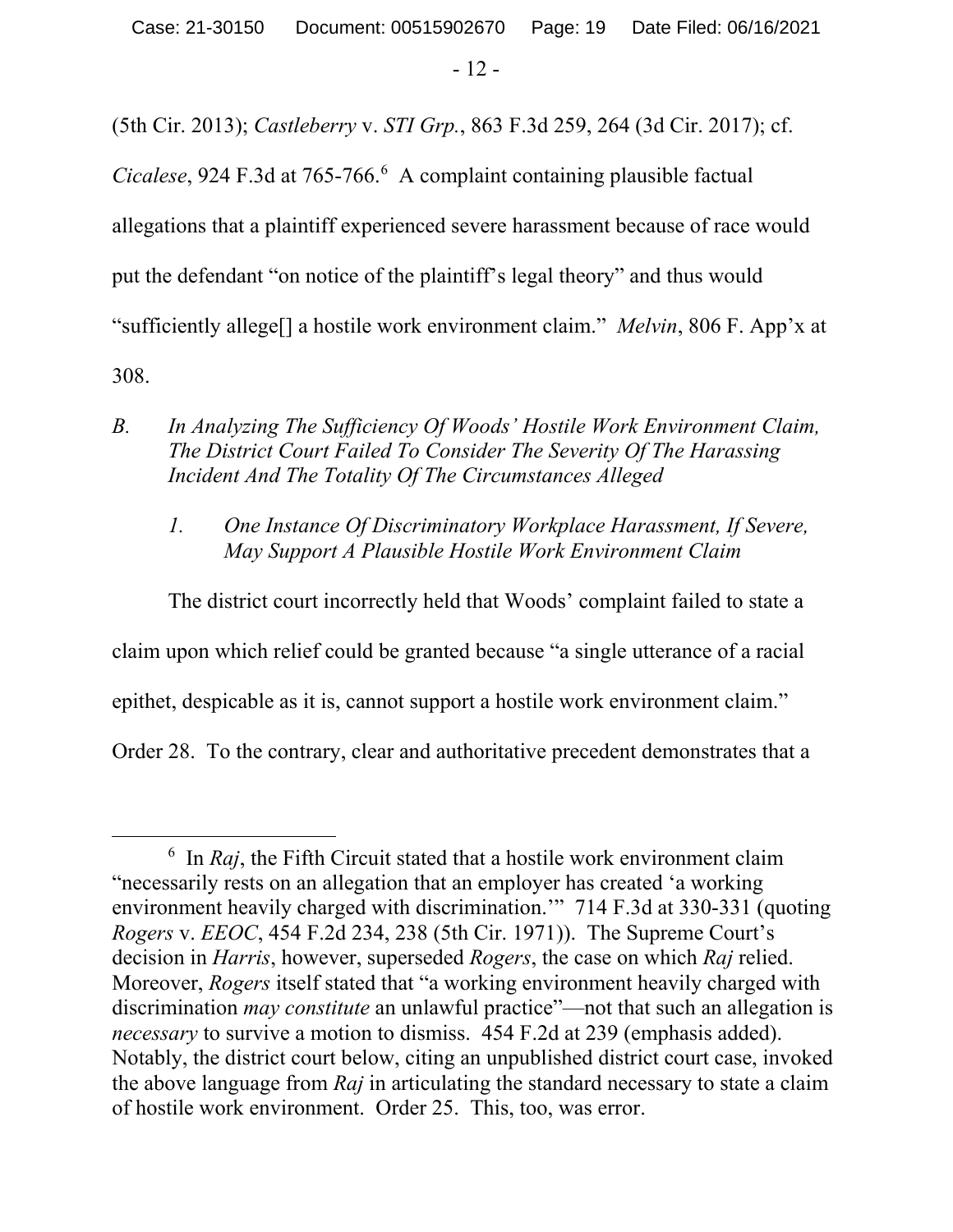(5th Cir. 2013); *Castleberry* v. *STI Grp.*, 863 F.3d 259, 264 (3d Cir. 2017); cf. *Cicalese*, 924 F.3d at 765-766.[6] A complaint containing plausible factual allegations that a plaintiff experienced severe harassment because of race would put the defendant "on notice of the plaintiff's legal theory" and thus would "sufficiently allege[] a hostile work environment claim." *Melvin*, 806 F. App'x at 308.

### *B. In Analyzing The Sufficiency Of Woods' Hostile Work Environment Claim, The District Court Failed To Consider The Severity Of The Harassing Incident And The Totality Of The Circumstances Alleged*

#### *1. One Instance Of Discriminatory Workplace Harassment, If Severe, May Support A Plausible Hostile Work Environment Claim*

The district court incorrectly held that Woods' complaint failed to state a claim upon which relief could be granted because "a single utterance of a racial epithet, despicable as it is, cannot support a hostile work environment claim." Order 28. To the contrary, clear and authoritative precedent demonstrates that a

---

[6] In *Raj*, the Fifth Circuit stated that a hostile work environment claim "necessarily rests on an allegation that an employer has created 'a working environment heavily charged with discrimination.'" 714 F.3d at 330-331 (quoting *Rogers* v. *EEOC*, 454 F.2d 234, 238 (5th Cir. 1971)). The Supreme Court's decision in *Harris*, however, superseded *Rogers*, the case on which *Raj* relied. Moreover, *Rogers* itself stated that "a working environment heavily charged with discrimination *may constitute* an unlawful practice"—not that such an allegation is *necessary* to survive a motion to dismiss. 454 F.2d at 239 (emphasis added). Notably, the district court below, citing an unpublished district court case, invoked the above language from *Raj* in articulating the standard necessary to state a claim of hostile work environment. Order 25. This, too, was error.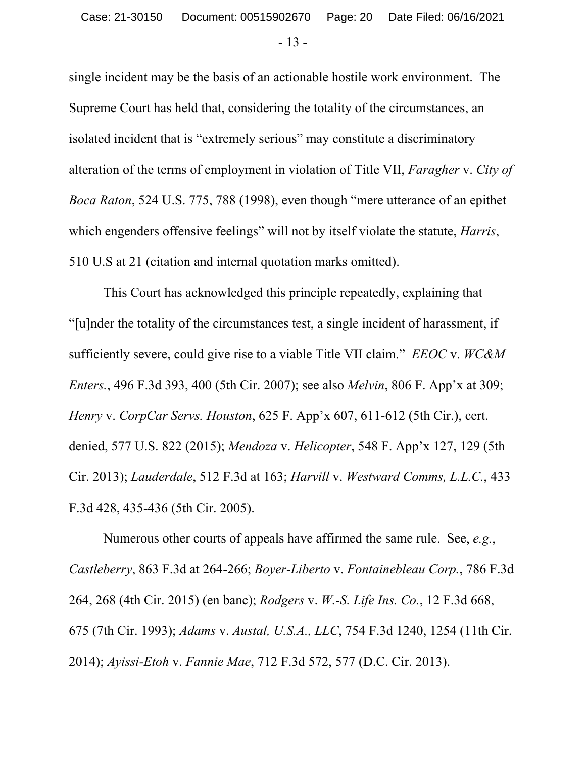single incident may be the basis of an actionable hostile work environment. The Supreme Court has held that, considering the totality of the circumstances, an isolated incident that is "extremely serious" may constitute a discriminatory alteration of the terms of employment in violation of Title VII, *Faragher* v. *City of Boca Raton*, 524 U.S. 775, 788 (1998), even though "mere utterance of an epithet which engenders offensive feelings" will not by itself violate the statute, *Harris*, 510 U.S at 21 (citation and internal quotation marks omitted).

This Court has acknowledged this principle repeatedly, explaining that "[u]nder the totality of the circumstances test, a single incident of harassment, if sufficiently severe, could give rise to a viable Title VII claim." *EEOC* v. *WC&M Enters.*, 496 F.3d 393, 400 (5th Cir. 2007); see also *Melvin*, 806 F. App'x at 309; *Henry* v. *CorpCar Servs. Houston*, 625 F. App'x 607, 611-612 (5th Cir.), cert. denied, 577 U.S. 822 (2015); *Mendoza* v. *Helicopter*, 548 F. App'x 127, 129 (5th Cir. 2013); *Lauderdale*, 512 F.3d at 163; *Harvill* v. *Westward Comms, L.L.C.*, 433 F.3d 428, 435-436 (5th Cir. 2005).

Numerous other courts of appeals have affirmed the same rule. See, *e.g.*, *Castleberry*, 863 F.3d at 264-266; *Boyer-Liberto* v. *Fontainebleau Corp.*, 786 F.3d 264, 268 (4th Cir. 2015) (en banc); *Rodgers* v. *W.-S. Life Ins. Co.*, 12 F.3d 668, 675 (7th Cir. 1993); *Adams* v. *Austal, U.S.A., LLC*, 754 F.3d 1240, 1254 (11th Cir. 2014); *Ayissi-Etoh* v. *Fannie Mae*, 712 F.3d 572, 577 (D.C. Cir. 2013).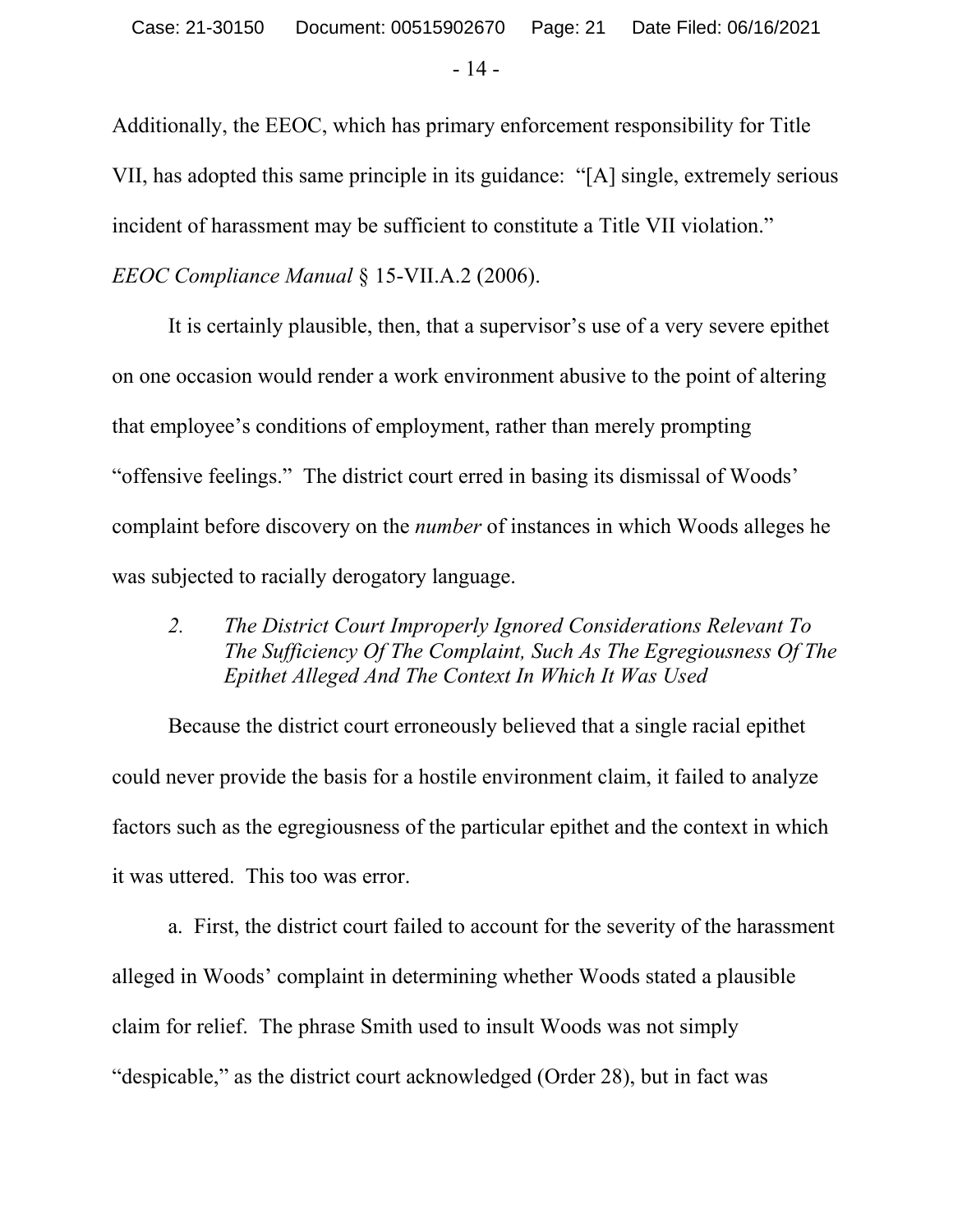Additionally, the EEOC, which has primary enforcement responsibility for Title VII, has adopted this same principle in its guidance: "[A] single, extremely serious incident of harassment may be sufficient to constitute a Title VII violation." *EEOC Compliance Manual* § 15-VII.A.2 (2006).

It is certainly plausible, then, that a supervisor's use of a very severe epithet on one occasion would render a work environment abusive to the point of altering that employee's conditions of employment, rather than merely prompting "offensive feelings." The district court erred in basing its dismissal of Woods' complaint before discovery on the *number* of instances in which Woods alleges he was subjected to racially derogatory language.

### *2. The District Court Improperly Ignored Considerations Relevant To The Sufficiency Of The Complaint, Such As The Egregiousness Of The Epithet Alleged And The Context In Which It Was Used*

Because the district court erroneously believed that a single racial epithet could never provide the basis for a hostile environment claim, it failed to analyze factors such as the egregiousness of the particular epithet and the context in which it was uttered. This too was error.

a. First, the district court failed to account for the severity of the harassment alleged in Woods' complaint in determining whether Woods stated a plausible claim for relief. The phrase Smith used to insult Woods was not simply "despicable," as the district court acknowledged (Order 28), but in fact was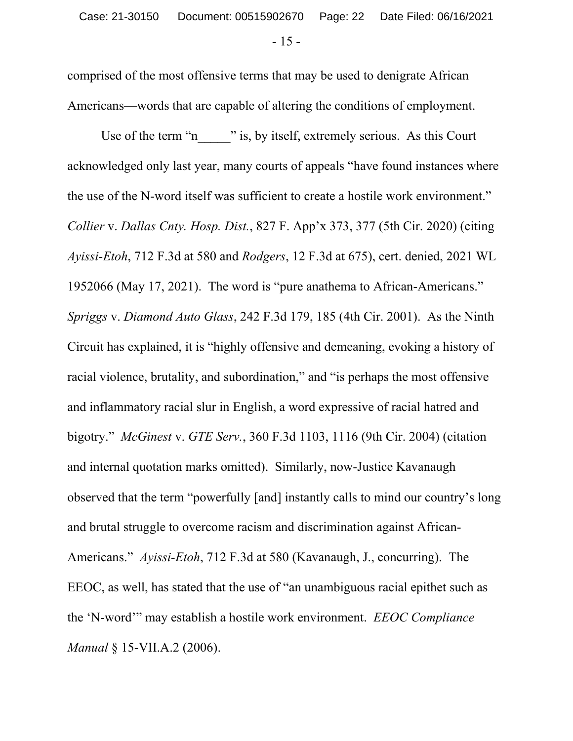comprised of the most offensive terms that may be used to denigrate African Americans—words that are capable of altering the conditions of employment.

Use of the term "n_____" is, by itself, extremely serious. As this Court acknowledged only last year, many courts of appeals "have found instances where the use of the N-word itself was sufficient to create a hostile work environment." *Collier* v. *Dallas Cnty. Hosp. Dist.*, 827 F. App'x 373, 377 (5th Cir. 2020) (citing *Ayissi-Etoh*, 712 F.3d at 580 and *Rodgers*, 12 F.3d at 675), cert. denied, 2021 WL 1952066 (May 17, 2021). The word is "pure anathema to African-Americans." *Spriggs* v. *Diamond Auto Glass*, 242 F.3d 179, 185 (4th Cir. 2001). As the Ninth Circuit has explained, it is "highly offensive and demeaning, evoking a history of racial violence, brutality, and subordination," and "is perhaps the most offensive and inflammatory racial slur in English, a word expressive of racial hatred and bigotry." *McGinest* v. *GTE Serv.*, 360 F.3d 1103, 1116 (9th Cir. 2004) (citation and internal quotation marks omitted). Similarly, now-Justice Kavanaugh observed that the term "powerfully [and] instantly calls to mind our country's long and brutal struggle to overcome racism and discrimination against African-Americans." *Ayissi-Etoh*, 712 F.3d at 580 (Kavanaugh, J., concurring). The EEOC, as well, has stated that the use of "an unambiguous racial epithet such as the 'N-word'" may establish a hostile work environment. *EEOC Compliance Manual* § 15-VII.A.2 (2006).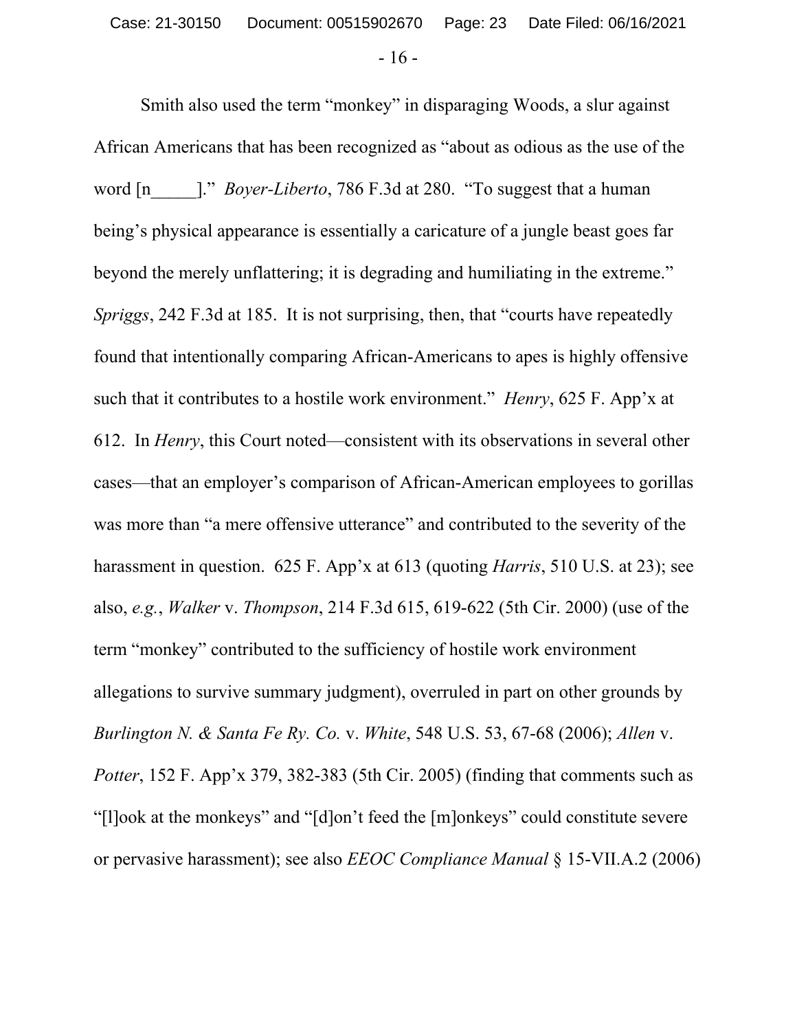Smith also used the term "monkey" in disparaging Woods, a slur against African Americans that has been recognized as "about as odious as the use of the word [n_____]." *Boyer-Liberto*, 786 F.3d at 280. "To suggest that a human being's physical appearance is essentially a caricature of a jungle beast goes far beyond the merely unflattering; it is degrading and humiliating in the extreme." *Spriggs*, 242 F.3d at 185. It is not surprising, then, that "courts have repeatedly found that intentionally comparing African-Americans to apes is highly offensive such that it contributes to a hostile work environment." *Henry*, 625 F. App'x at 612. In *Henry*, this Court noted—consistent with its observations in several other cases—that an employer's comparison of African-American employees to gorillas was more than "a mere offensive utterance" and contributed to the severity of the harassment in question. 625 F. App'x at 613 (quoting *Harris*, 510 U.S. at 23); see also, *e.g.*, *Walker* v. *Thompson*, 214 F.3d 615, 619-622 (5th Cir. 2000) (use of the term "monkey" contributed to the sufficiency of hostile work environment allegations to survive summary judgment), overruled in part on other grounds by *Burlington N. & Santa Fe Ry. Co.* v. *White*, 548 U.S. 53, 67-68 (2006); *Allen* v. *Potter*, 152 F. App'x 379, 382-383 (5th Cir. 2005) (finding that comments such as "[l]ook at the monkeys" and "[d]on't feed the [m]onkeys" could constitute severe or pervasive harassment); see also *EEOC Compliance Manual* § 15-VII.A.2 (2006)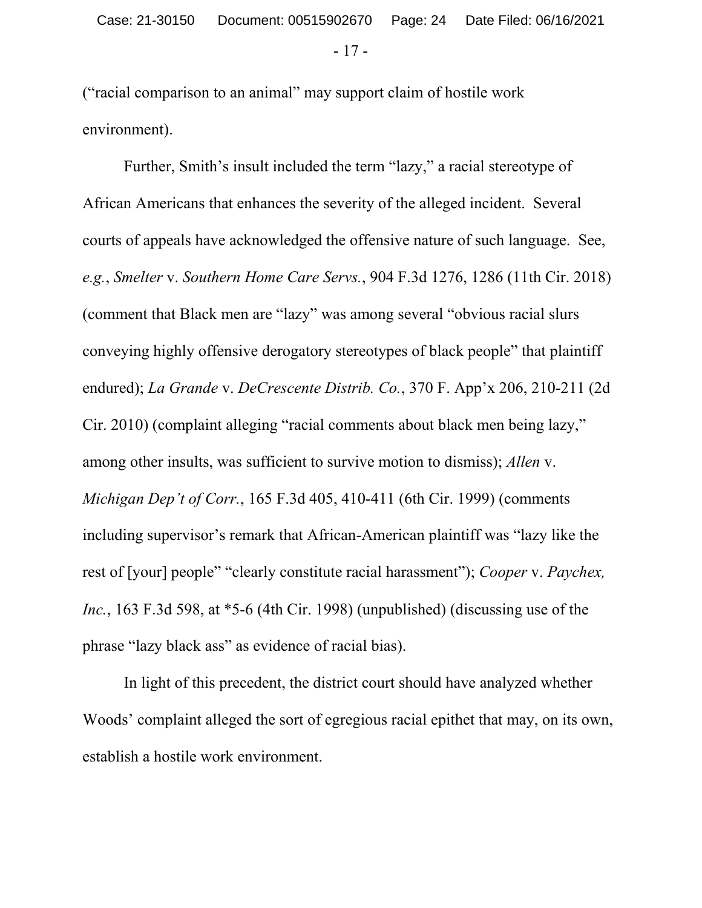("racial comparison to an animal" may support claim of hostile work environment).

Further, Smith's insult included the term "lazy," a racial stereotype of African Americans that enhances the severity of the alleged incident. Several courts of appeals have acknowledged the offensive nature of such language. See, *e.g.*, *Smelter* v. *Southern Home Care Servs.*, 904 F.3d 1276, 1286 (11th Cir. 2018) (comment that Black men are "lazy" was among several "obvious racial slurs conveying highly offensive derogatory stereotypes of black people" that plaintiff endured); *La Grande* v. *DeCrescente Distrib. Co.*, 370 F. App'x 206, 210-211 (2d Cir. 2010) (complaint alleging "racial comments about black men being lazy," among other insults, was sufficient to survive motion to dismiss); *Allen* v. *Michigan Dep't of Corr.*, 165 F.3d 405, 410-411 (6th Cir. 1999) (comments including supervisor's remark that African-American plaintiff was "lazy like the rest of [your] people" "clearly constitute racial harassment"); *Cooper* v. *Paychex, Inc.*, 163 F.3d 598, at *5-6 (4th Cir. 1998) (unpublished) (discussing use of the phrase "lazy black ass" as evidence of racial bias).

In light of this precedent, the district court should have analyzed whether Woods' complaint alleged the sort of egregious racial epithet that may, on its own, establish a hostile work environment.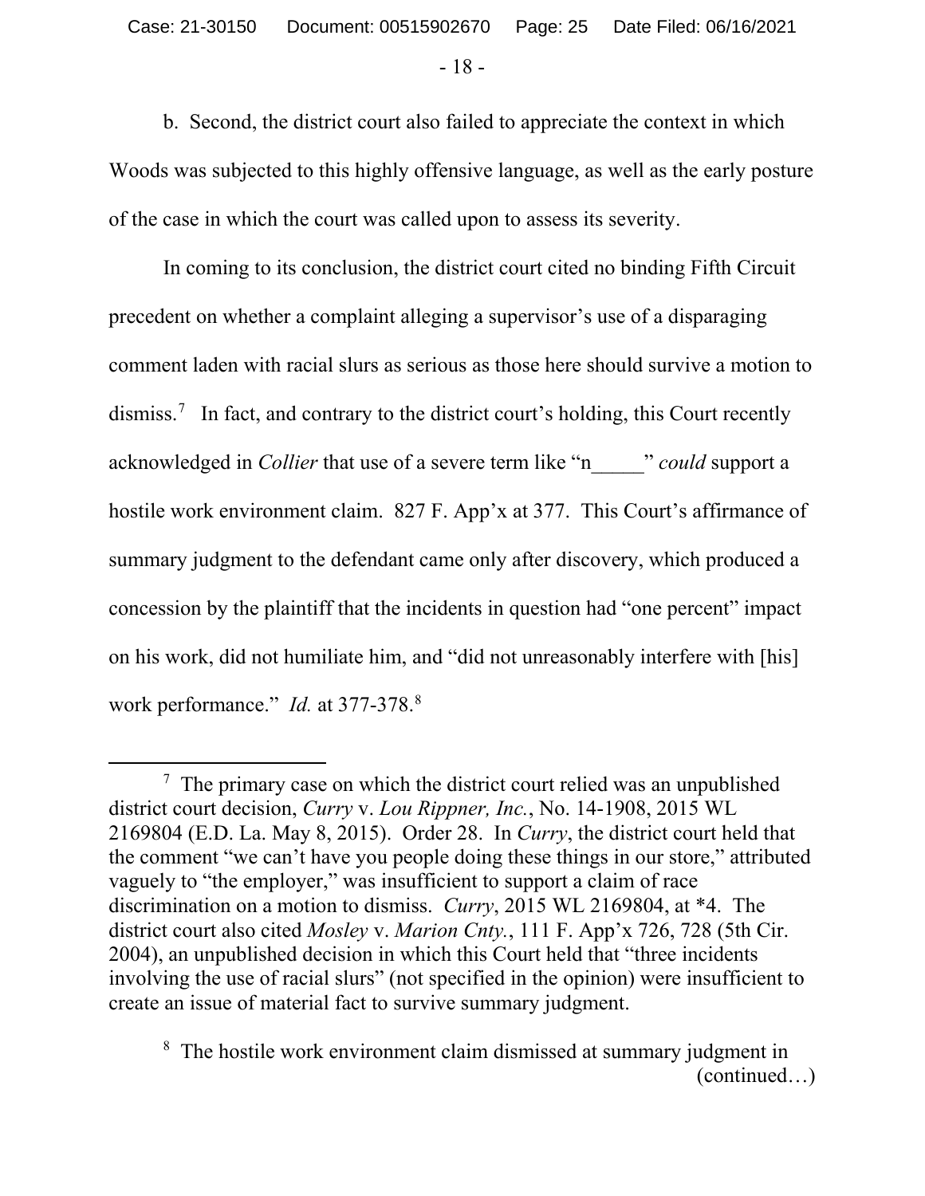b. Second, the district court also failed to appreciate the context in which Woods was subjected to this highly offensive language, as well as the early posture of the case in which the court was called upon to assess its severity.

In coming to its conclusion, the district court cited no binding Fifth Circuit precedent on whether a complaint alleging a supervisor's use of a disparaging comment laden with racial slurs as serious as those here should survive a motion to dismiss.[7] In fact, and contrary to the district court's holding, this Court recently acknowledged in *Collier* that use of a severe term like "n_____" *could* support a hostile work environment claim. 827 F. App'x at 377. This Court's affirmance of summary judgment to the defendant came only after discovery, which produced a concession by the plaintiff that the incidents in question had "one percent" impact on his work, did not humiliate him, and "did not unreasonably interfere with [his] work performance." *Id.* at 377-378.[8]

---

[7] The primary case on which the district court relied was an unpublished district court decision, *Curry* v. *Lou Rippner, Inc.*, No. 14-1908, 2015 WL 2169804 (E.D. La. May 8, 2015). Order 28. In *Curry*, the district court held that the comment "we can't have you people doing these things in our store," attributed vaguely to "the employer," was insufficient to support a claim of race discrimination on a motion to dismiss. *Curry*, 2015 WL 2169804, at *4. The district court also cited *Mosley* v. *Marion Cnty.*, 111 F. App'x 726, 728 (5th Cir. 2004), an unpublished decision in which this Court held that "three incidents involving the use of racial slurs" (not specified in the opinion) were insufficient to create an issue of material fact to survive summary judgment.

[8] The hostile work environment claim dismissed at summary judgment in (continued…)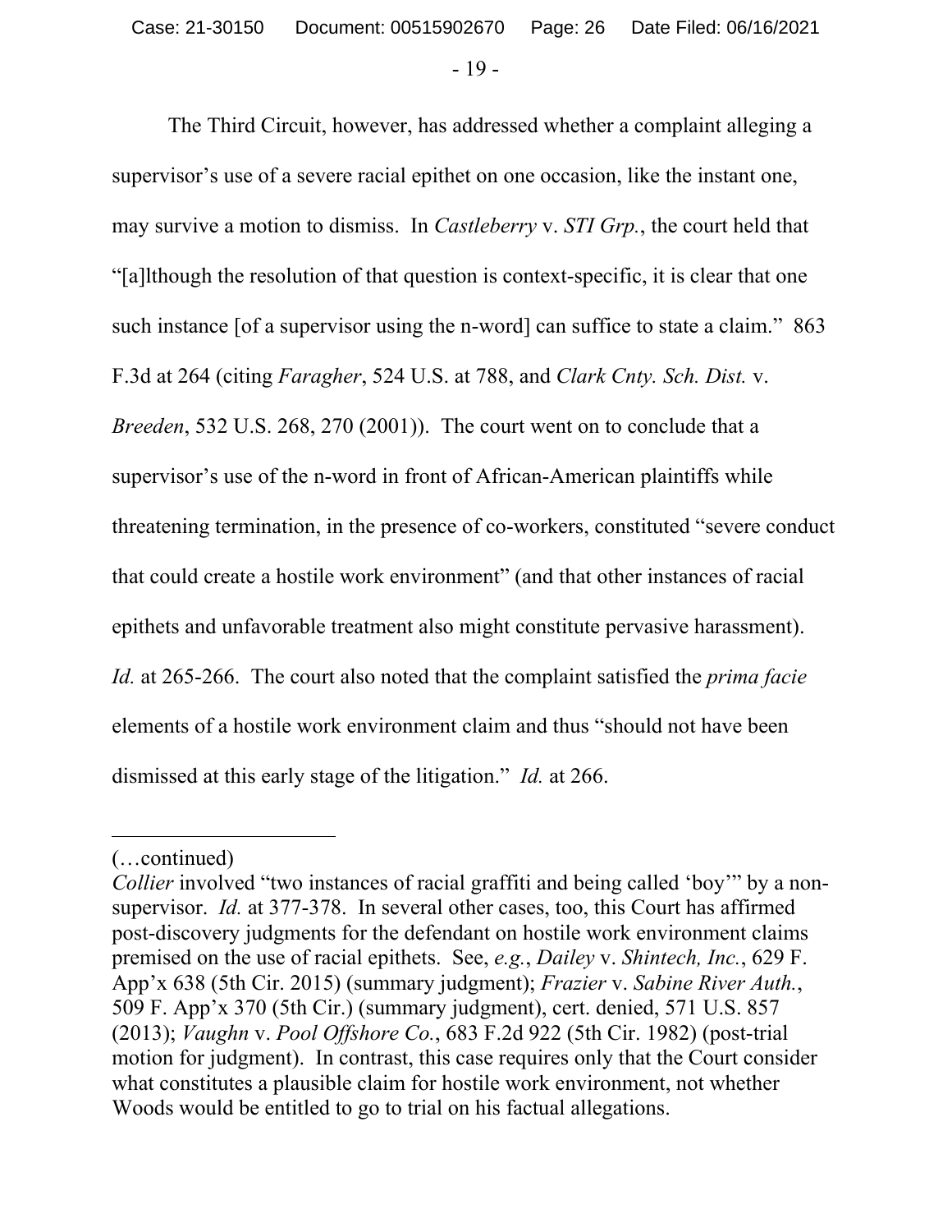The Third Circuit, however, has addressed whether a complaint alleging a supervisor's use of a severe racial epithet on one occasion, like the instant one, may survive a motion to dismiss. In *Castleberry* v. *STI Grp.*, the court held that "[a]lthough the resolution of that question is context-specific, it is clear that one such instance [of a supervisor using the n-word] can suffice to state a claim." 863 F.3d at 264 (citing *Faragher*, 524 U.S. at 788, and *Clark Cnty. Sch. Dist.* v. *Breeden*, 532 U.S. 268, 270 (2001)). The court went on to conclude that a supervisor's use of the n-word in front of African-American plaintiffs while threatening termination, in the presence of co-workers, constituted "severe conduct that could create a hostile work environment" (and that other instances of racial epithets and unfavorable treatment also might constitute pervasive harassment). *Id.* at 265-266. The court also noted that the complaint satisfied the *prima facie* elements of a hostile work environment claim and thus "should not have been dismissed at this early stage of the litigation." *Id.* at 266.

---

(…continued)

*Collier* involved "two instances of racial graffiti and being called 'boy'" by a non-supervisor. *Id.* at 377-378. In several other cases, too, this Court has affirmed post-discovery judgments for the defendant on hostile work environment claims premised on the use of racial epithets. See, *e.g.*, *Dailey* v. *Shintech, Inc.*, 629 F. App'x 638 (5th Cir. 2015) (summary judgment); *Frazier* v. *Sabine River Auth.*, 509 F. App'x 370 (5th Cir.) (summary judgment), cert. denied, 571 U.S. 857 (2013); *Vaughn* v. *Pool Offshore Co.*, 683 F.2d 922 (5th Cir. 1982) (post-trial motion for judgment). In contrast, this case requires only that the Court consider what constitutes a plausible claim for hostile work environment, not whether Woods would be entitled to go to trial on his factual allegations.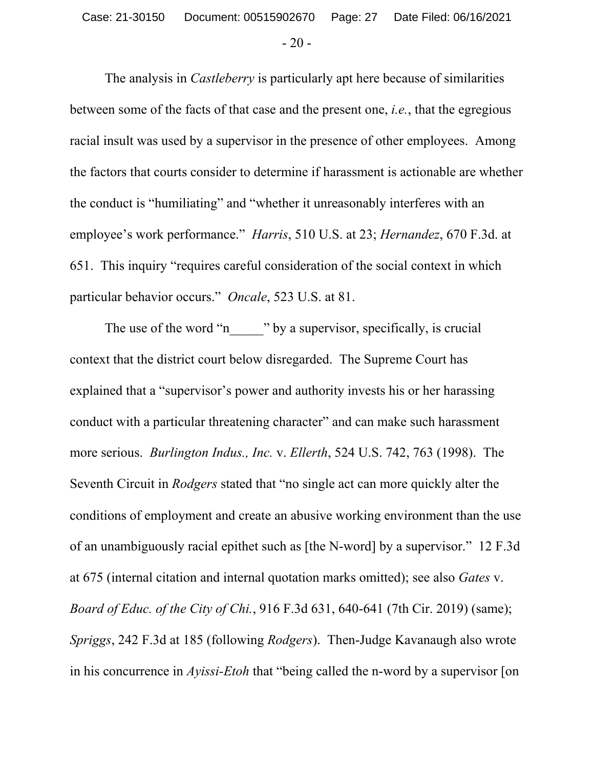The analysis in *Castleberry* is particularly apt here because of similarities between some of the facts of that case and the present one, *i.e.*, that the egregious racial insult was used by a supervisor in the presence of other employees. Among the factors that courts consider to determine if harassment is actionable are whether the conduct is "humiliating" and "whether it unreasonably interferes with an employee's work performance." *Harris*, 510 U.S. at 23; *Hernandez*, 670 F.3d. at 651. This inquiry "requires careful consideration of the social context in which particular behavior occurs." *Oncale*, 523 U.S. at 81.

The use of the word "n_____" by a supervisor, specifically, is crucial context that the district court below disregarded. The Supreme Court has explained that a "supervisor's power and authority invests his or her harassing conduct with a particular threatening character" and can make such harassment more serious. *Burlington Indus., Inc.* v. *Ellerth*, 524 U.S. 742, 763 (1998). The Seventh Circuit in *Rodgers* stated that "no single act can more quickly alter the conditions of employment and create an abusive working environment than the use of an unambiguously racial epithet such as [the N-word] by a supervisor." 12 F.3d at 675 (internal citation and internal quotation marks omitted); see also *Gates* v. *Board of Educ. of the City of Chi.*, 916 F.3d 631, 640-641 (7th Cir. 2019) (same); *Spriggs*, 242 F.3d at 185 (following *Rodgers*). Then-Judge Kavanaugh also wrote in his concurrence in *Ayissi-Etoh* that "being called the n-word by a supervisor [on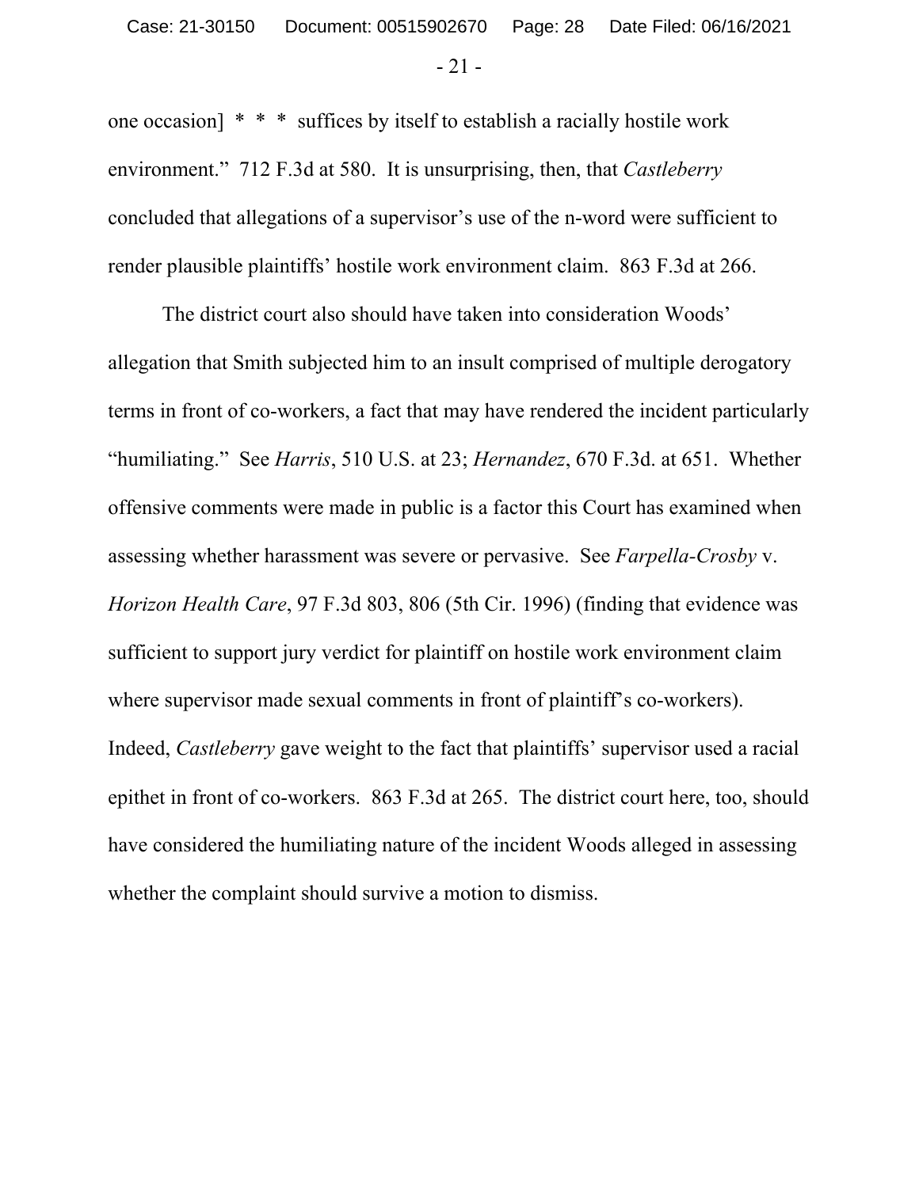one occasion] * * * suffices by itself to establish a racially hostile work environment." 712 F.3d at 580. It is unsurprising, then, that *Castleberry* concluded that allegations of a supervisor's use of the n-word were sufficient to render plausible plaintiffs' hostile work environment claim. 863 F.3d at 266.

The district court also should have taken into consideration Woods' allegation that Smith subjected him to an insult comprised of multiple derogatory terms in front of co-workers, a fact that may have rendered the incident particularly "humiliating." See *Harris*, 510 U.S. at 23; *Hernandez*, 670 F.3d. at 651. Whether offensive comments were made in public is a factor this Court has examined when assessing whether harassment was severe or pervasive. See *Farpella-Crosby* v. *Horizon Health Care*, 97 F.3d 803, 806 (5th Cir. 1996) (finding that evidence was sufficient to support jury verdict for plaintiff on hostile work environment claim where supervisor made sexual comments in front of plaintiff's co-workers). Indeed, *Castleberry* gave weight to the fact that plaintiffs' supervisor used a racial epithet in front of co-workers. 863 F.3d at 265. The district court here, too, should have considered the humiliating nature of the incident Woods alleged in assessing whether the complaint should survive a motion to dismiss.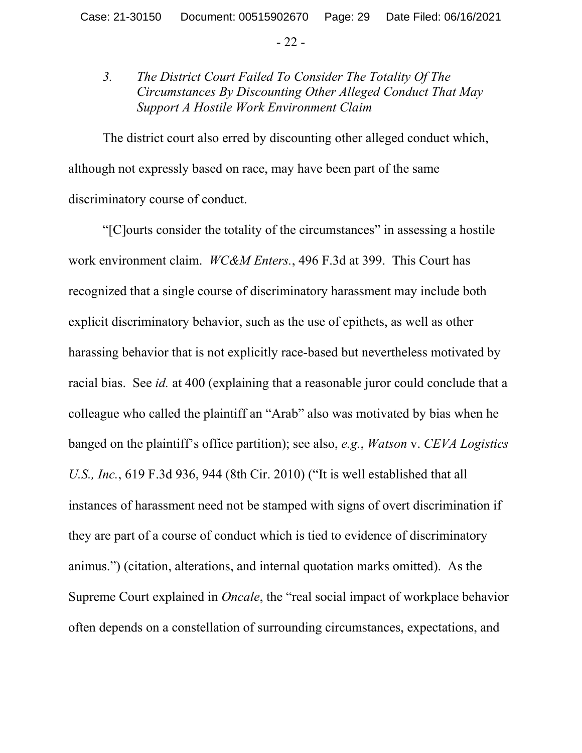### *3. The District Court Failed To Consider The Totality Of The Circumstances By Discounting Other Alleged Conduct That May Support A Hostile Work Environment Claim*

The district court also erred by discounting other alleged conduct which, although not expressly based on race, may have been part of the same discriminatory course of conduct.

"[C]ourts consider the totality of the circumstances" in assessing a hostile work environment claim. *WC&M Enters.*, 496 F.3d at 399. This Court has recognized that a single course of discriminatory harassment may include both explicit discriminatory behavior, such as the use of epithets, as well as other harassing behavior that is not explicitly race-based but nevertheless motivated by racial bias. See *id.* at 400 (explaining that a reasonable juror could conclude that a colleague who called the plaintiff an "Arab" also was motivated by bias when he banged on the plaintiff's office partition); see also, *e.g.*, *Watson* v. *CEVA Logistics U.S., Inc.*, 619 F.3d 936, 944 (8th Cir. 2010) ("It is well established that all instances of harassment need not be stamped with signs of overt discrimination if they are part of a course of conduct which is tied to evidence of discriminatory animus.") (citation, alterations, and internal quotation marks omitted). As the Supreme Court explained in *Oncale*, the "real social impact of workplace behavior often depends on a constellation of surrounding circumstances, expectations, and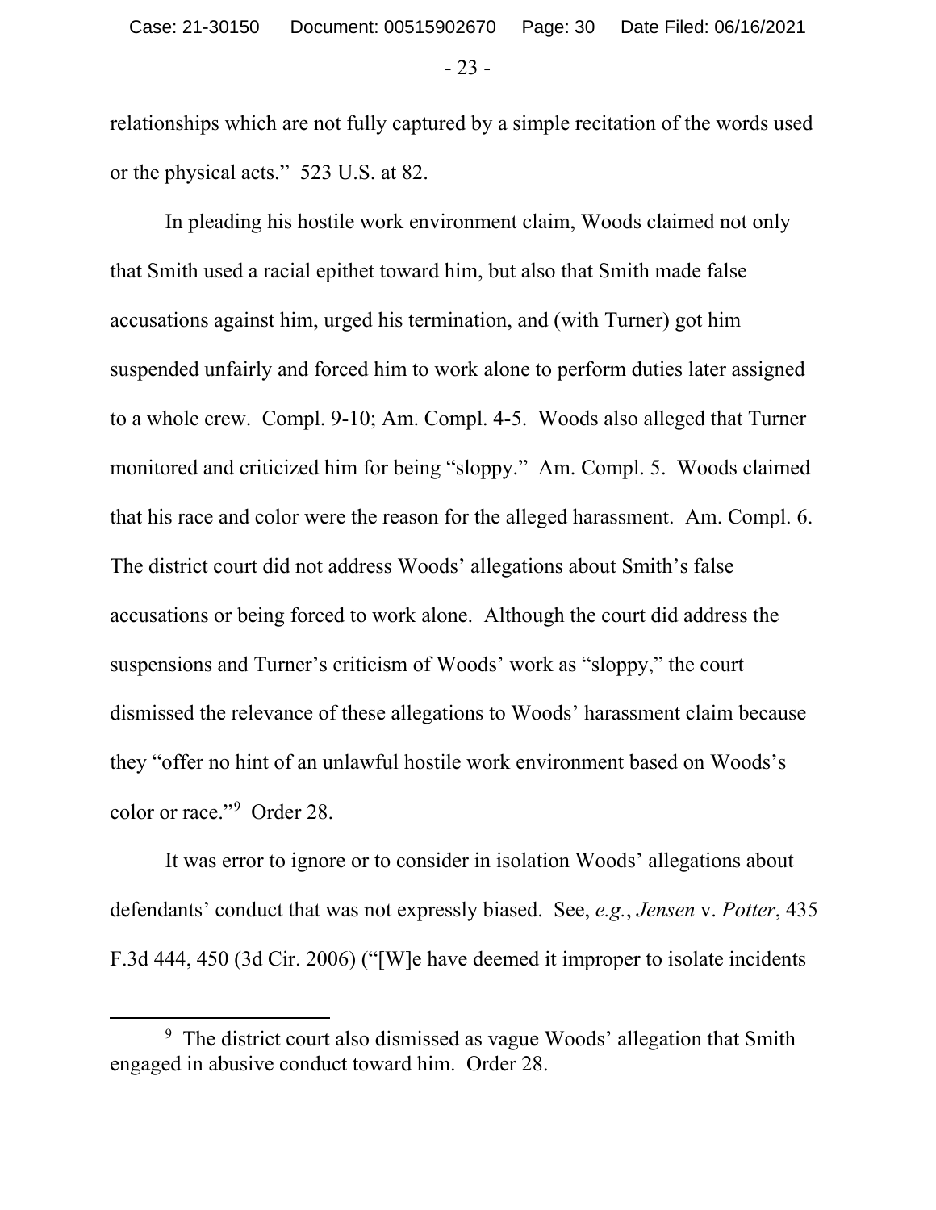relationships which are not fully captured by a simple recitation of the words used or the physical acts." 523 U.S. at 82.

In pleading his hostile work environment claim, Woods claimed not only that Smith used a racial epithet toward him, but also that Smith made false accusations against him, urged his termination, and (with Turner) got him suspended unfairly and forced him to work alone to perform duties later assigned to a whole crew. Compl. 9-10; Am. Compl. 4-5. Woods also alleged that Turner monitored and criticized him for being "sloppy." Am. Compl. 5. Woods claimed that his race and color were the reason for the alleged harassment. Am. Compl. 6. The district court did not address Woods' allegations about Smith's false accusations or being forced to work alone. Although the court did address the suspensions and Turner's criticism of Woods' work as "sloppy," the court dismissed the relevance of these allegations to Woods' harassment claim because they "offer no hint of an unlawful hostile work environment based on Woods's color or race."[9] Order 28.

It was error to ignore or to consider in isolation Woods' allegations about defendants' conduct that was not expressly biased. See, *e.g.*, *Jensen* v. *Potter*, 435 F.3d 444, 450 (3d Cir. 2006) ("[W]e have deemed it improper to isolate incidents

---

[9] The district court also dismissed as vague Woods' allegation that Smith engaged in abusive conduct toward him. Order 28.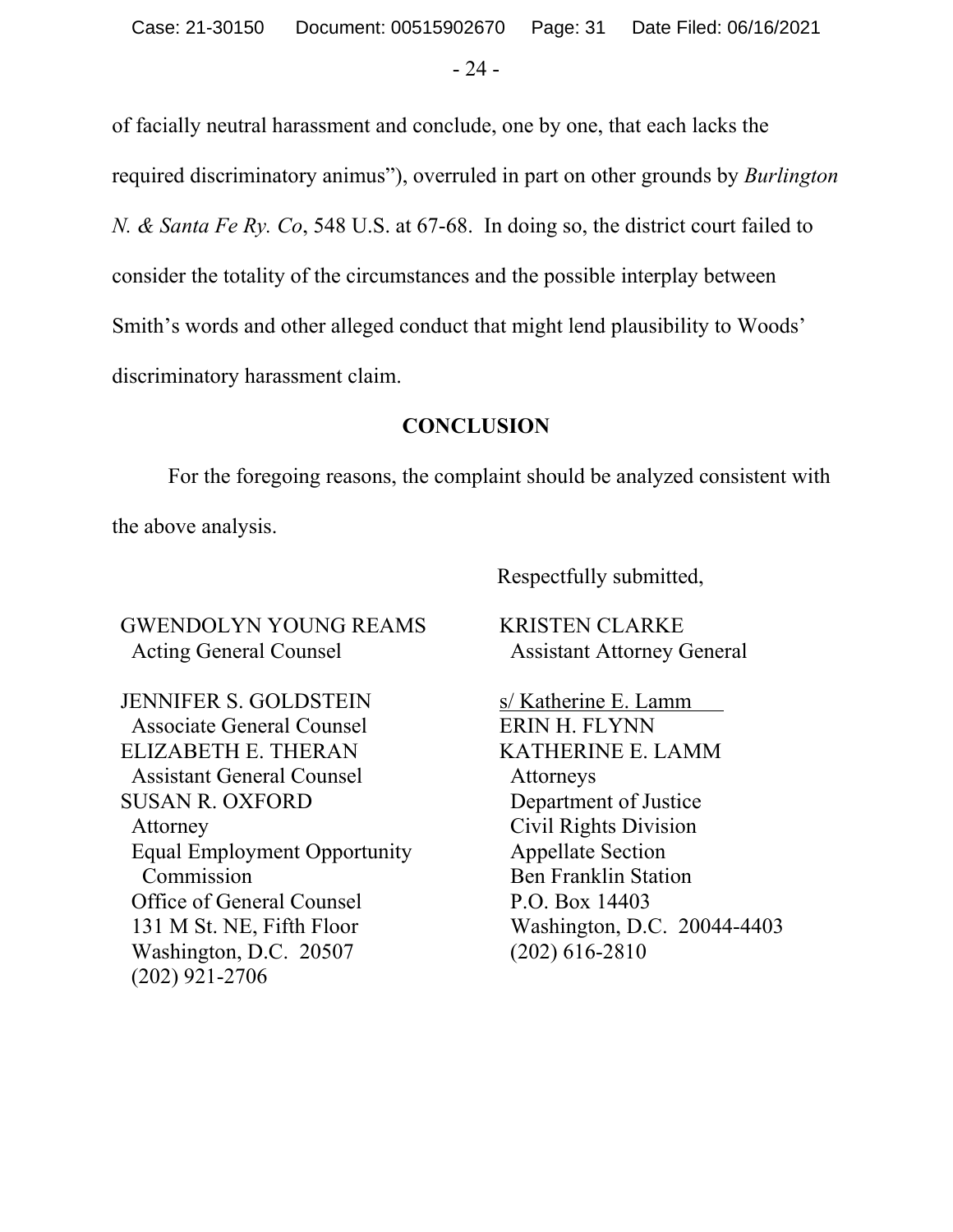of facially neutral harassment and conclude, one by one, that each lacks the required discriminatory animus”), overruled in part on other grounds by *Burlington N. & Santa Fe Ry. Co*, 548 U.S. at 67-68. In doing so, the district court failed to consider the totality of the circumstances and the possible interplay between Smith’s words and other alleged conduct that might lend plausibility to Woods’ discriminatory harassment claim.

## CONCLUSION

For the foregoing reasons, the complaint should be analyzed consistent with the above analysis.

Respectfully submitted,

GWENDOLYN YOUNG REAMS
Acting General Counsel

JENNIFER S. GOLDSTEIN
Associate General Counsel
ELIZABETH E. THERAN
Assistant General Counsel
SUSAN R. OXFORD
Attorney
Equal Employment Opportunity Commission
Office of General Counsel
131 M St. NE, Fifth Floor
Washington, D.C. 20507
(202) 921-2706

KRISTEN CLARKE
Assistant Attorney General

s/ Katherine E. Lamm
ERIN H. FLYNN
KATHERINE E. LAMM
Attorneys
Department of Justice
Civil Rights Division
Appellate Section
Ben Franklin Station
P.O. Box 14403
Washington, D.C. 20044-4403
(202) 616-2810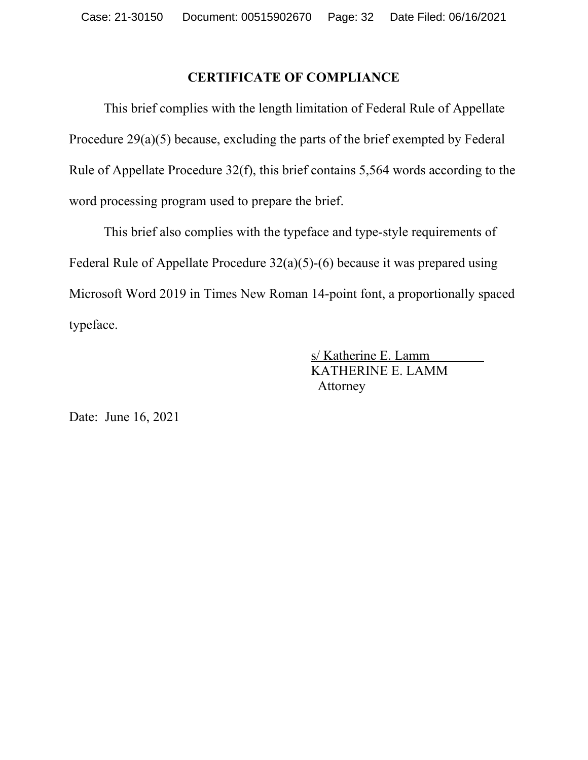## CERTIFICATE OF COMPLIANCE

This brief complies with the length limitation of Federal Rule of Appellate Procedure 29(a)(5) because, excluding the parts of the brief exempted by Federal Rule of Appellate Procedure 32(f), this brief contains 5,564 words according to the word processing program used to prepare the brief.

This brief also complies with the typeface and type-style requirements of Federal Rule of Appellate Procedure 32(a)(5)-(6) because it was prepared using Microsoft Word 2019 in Times New Roman 14-point font, a proportionally spaced typeface.

s/ Katherine E. Lamm
KATHERINE E. LAMM
Attorney

Date: June 16, 2021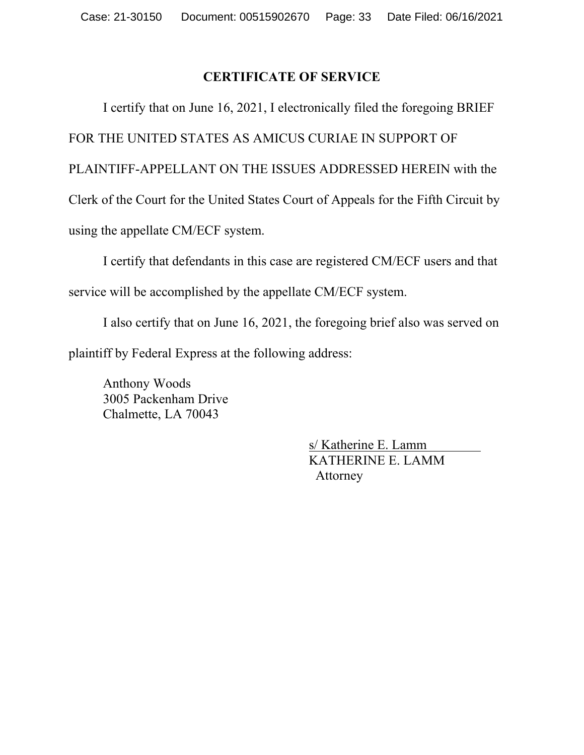## CERTIFICATE OF SERVICE

I certify that on June 16, 2021, I electronically filed the foregoing BRIEF FOR THE UNITED STATES AS AMICUS CURIAE IN SUPPORT OF PLAINTIFF-APPELLANT ON THE ISSUES ADDRESSED HEREIN with the Clerk of the Court for the United States Court of Appeals for the Fifth Circuit by using the appellate CM/ECF system.

I certify that defendants in this case are registered CM/ECF users and that service will be accomplished by the appellate CM/ECF system.

I also certify that on June 16, 2021, the foregoing brief also was served on plaintiff by Federal Express at the following address:

Anthony Woods
3005 Packenham Drive
Chalmette, LA 70043

s/ Katherine E. Lamm
KATHERINE E. LAMM
Attorney